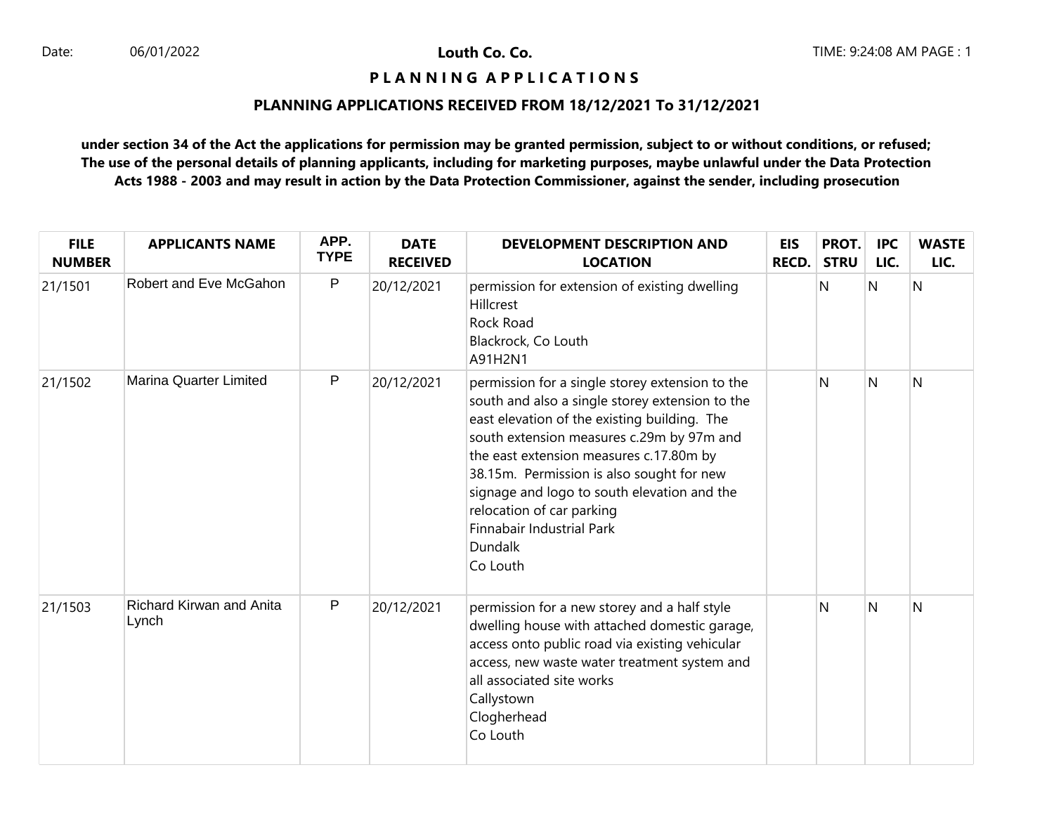# Louth Co. Co.

## P L A N N I N G A P P L I C A T I O N S

### PLANNING APPLICATIONS RECEIVED FROM 18/12/2021 To 31/12/2021

**under section 34 of the Act the applications for permission may be granted permission, subject to or without conditions, or refused; The use of the personal details of planning applicants, including for marketing purposes, maybe unlawful under the Data Protection Acts 1988 - 2003 and may result in action by the Data Protection Commissioner, against the sender, including prosecution**

| FILE NUMBER | APPLICANTS NAME | APP. TYPE | DATE RECEIVED | DEVELOPMENT DESCRIPTION AND LOCATION | EIS RECD. | PROT. STRU | IPC LIC. | WASTE LIC. |
|---|---|---|---|---|---|---|---|---|
| 21/1501 | Robert and Eve McGahon | P | 20/12/2021 | permission for extension of existing dwelling<br>Hillcrest<br>Rock Road<br>Blackrock, Co Louth<br>A91H2N1 | | N | N | N |
| 21/1502 | Marina Quarter Limited | P | 20/12/2021 | permission for a single storey extension to the south and also a single storey extension to the east elevation of the existing building. The south extension measures c.29m by 97m and the east extension measures c.17.80m by 38.15m. Permission is also sought for new signage and logo to south elevation and the relocation of car parking<br>Finnabair Industrial Park<br>Dundalk<br>Co Louth | | N | N | N |
| 21/1503 | Richard Kirwan and Anita Lynch | P | 20/12/2021 | permission for a new storey and a half style dwelling house with attached domestic garage, access onto public road via existing vehicular access, new waste water treatment system and all associated site works<br>Callystown<br>Clogherhead<br>Co Louth | | N | N | N |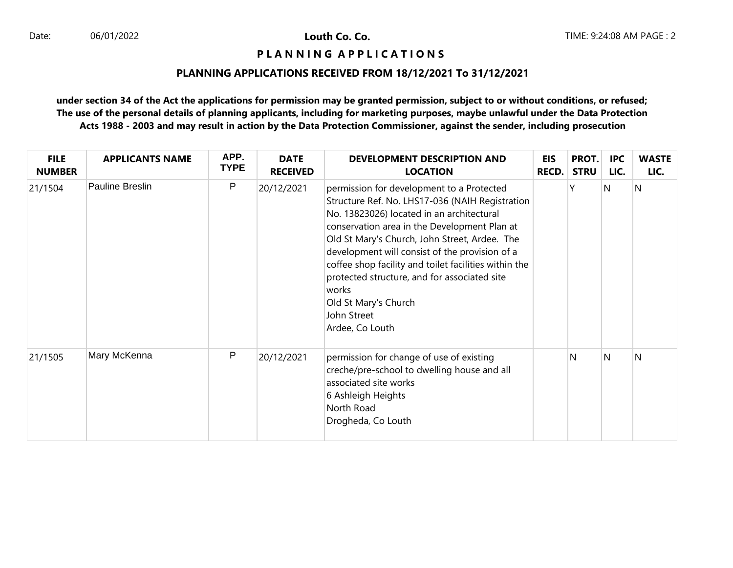**Louth Co. Co.**

**P L A N N I N G A P P L I C A T I O N S**

**PLANNING APPLICATIONS RECEIVED FROM 18/12/2021 To 31/12/2021**

**under section 34 of the Act the applications for permission may be granted permission, subject to or without conditions, or refused; The use of the personal details of planning applicants, including for marketing purposes, maybe unlawful under the Data Protection Acts 1988 - 2003 and may result in action by the Data Protection Commissioner, against the sender, including prosecution**

| FILE NUMBER | APPLICANTS NAME | APP. TYPE | DATE RECEIVED | DEVELOPMENT DESCRIPTION AND LOCATION | EIS RECD. | PROT. STRU | IPC LIC. | WASTE LIC. |
|---|---|---|---|---|---|---|---|---|
| 21/1504 | Pauline Breslin | P | 20/12/2021 | permission for development to a Protected Structure Ref. No. LHS17-036 (NAIH Registration No. 13823026) located in an architectural conservation area in the Development Plan at Old St Mary's Church, John Street, Ardee. The development will consist of the provision of a coffee shop facility and toilet facilities within the protected structure, and for associated site works<br>Old St Mary's Church<br>John Street<br>Ardee, Co Louth | | Y | N | N |
| 21/1505 | Mary McKenna | P | 20/12/2021 | permission for change of use of existing creche/pre-school to dwelling house and all associated site works<br>6 Ashleigh Heights<br>North Road<br>Drogheda, Co Louth | | N | N | N |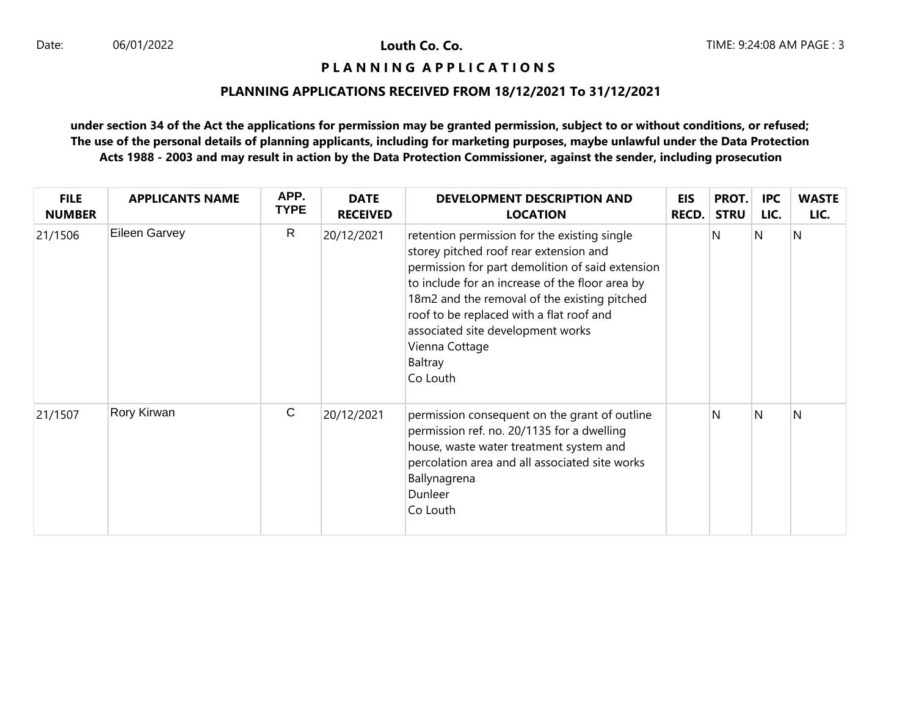**Louth Co. Co.**

**P L A N N I N G   A P P L I C A T I O N S**

**PLANNING APPLICATIONS RECEIVED FROM 18/12/2021 To 31/12/2021**

**under section 34 of the Act the applications for permission may be granted permission, subject to or without conditions, or refused; The use of the personal details of planning applicants, including for marketing purposes, maybe unlawful under the Data Protection Acts 1988 - 2003 and may result in action by the Data Protection Commissioner, against the sender, including prosecution**

| FILE NUMBER | APPLICANTS NAME | APP. TYPE | DATE RECEIVED | DEVELOPMENT DESCRIPTION AND LOCATION | EIS RECD. | PROT. STRU | IPC LIC. | WASTE LIC. |
|---|---|---|---|---|---|---|---|---|
| 21/1506 | Eileen Garvey | R | 20/12/2021 | retention permission for the existing single storey pitched roof rear extension and permission for part demolition of said extension to include for an increase of the floor area by 18m2 and the removal of the existing pitched roof to be replaced with a flat roof and associated site development works<br>Vienna Cottage<br>Baltray<br>Co Louth | | N | N | N |
| 21/1507 | Rory Kirwan | C | 20/12/2021 | permission consequent on the grant of outline permission ref. no. 20/1135 for a dwelling house, waste water treatment system and percolation area and all associated site works<br>Ballynagrena<br>Dunleer<br>Co Louth | | N | N | N |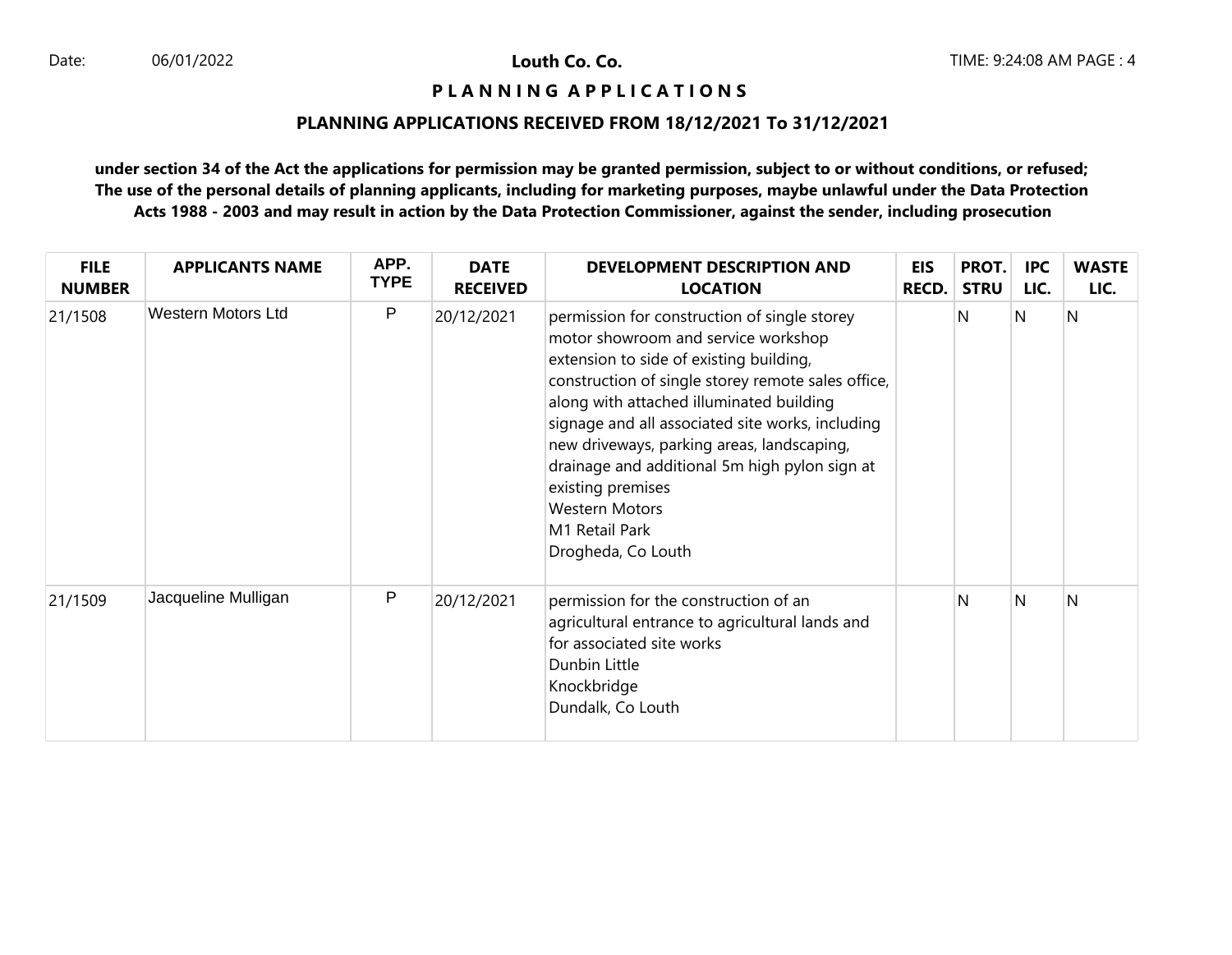**Louth Co. Co.**

**P L A N N I N G A P P L I C A T I O N S**

**PLANNING APPLICATIONS RECEIVED FROM 18/12/2021 To 31/12/2021**

**under section 34 of the Act the applications for permission may be granted permission, subject to or without conditions, or refused; The use of the personal details of planning applicants, including for marketing purposes, maybe unlawful under the Data Protection Acts 1988 - 2003 and may result in action by the Data Protection Commissioner, against the sender, including prosecution**

| FILE NUMBER | APPLICANTS NAME | APP. TYPE | DATE RECEIVED | DEVELOPMENT DESCRIPTION AND LOCATION | EIS RECD. | PROT. STRU | IPC LIC. | WASTE LIC. |
|---|---|---|---|---|---|---|---|---|
| 21/1508 | Western Motors Ltd | P | 20/12/2021 | permission for construction of single storey motor showroom and service workshop extension to side of existing building, construction of single storey remote sales office, along with attached illuminated building signage and all associated site works, including new driveways, parking areas, landscaping, drainage and additional 5m high pylon sign at existing premises<br>Western Motors<br>M1 Retail Park<br>Drogheda, Co Louth | | N | N | N |
| 21/1509 | Jacqueline Mulligan | P | 20/12/2021 | permission for the construction of an agricultural entrance to agricultural lands and for associated site works<br>Dunbin Little<br>Knockbridge<br>Dundalk, Co Louth | | N | N | N |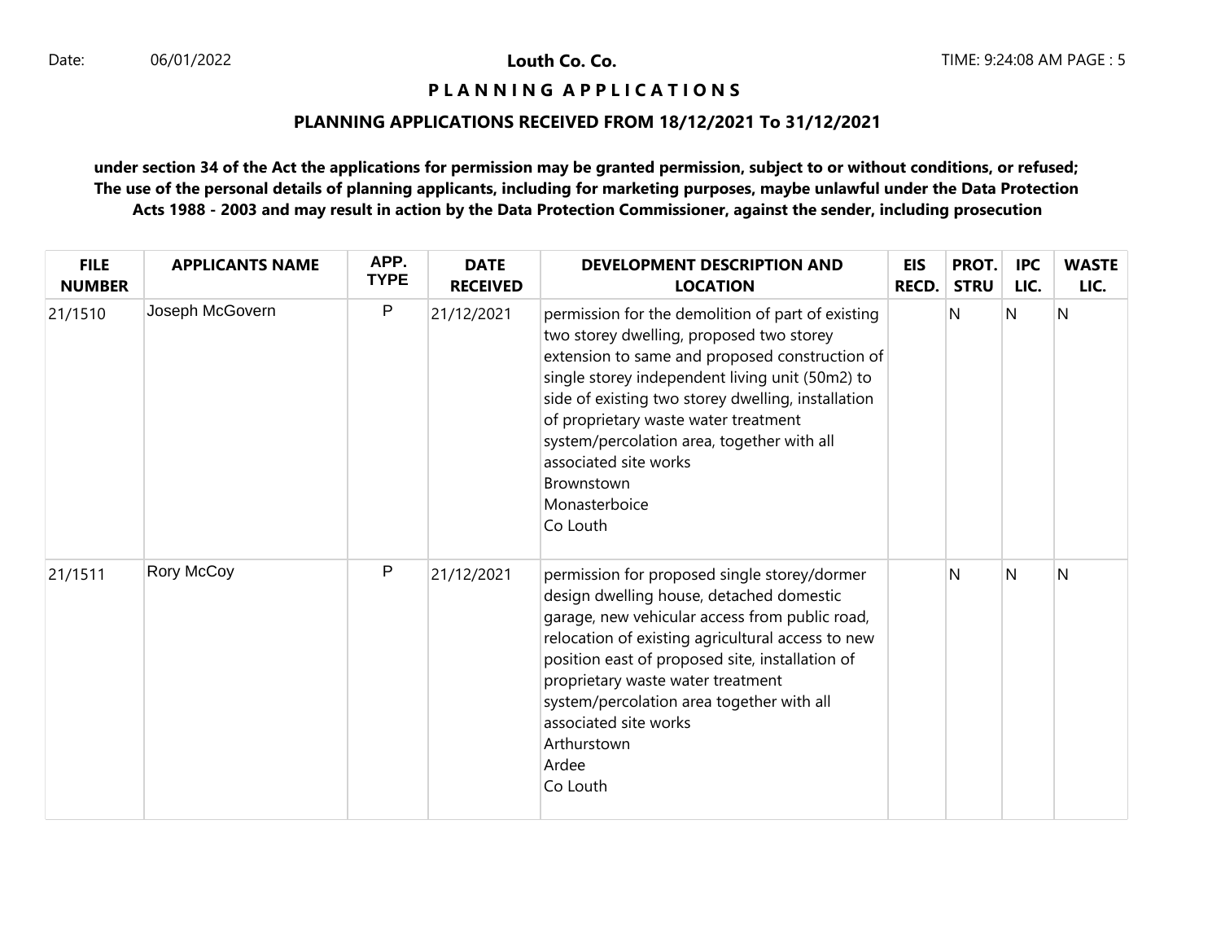**Louth Co. Co.**

# PLANNING APPLICATIONS

## PLANNING APPLICATIONS RECEIVED FROM 18/12/2021 To 31/12/2021

**under section 34 of the Act the applications for permission may be granted permission, subject to or without conditions, or refused; The use of the personal details of planning applicants, including for marketing purposes, maybe unlawful under the Data Protection Acts 1988 - 2003 and may result in action by the Data Protection Commissioner, against the sender, including prosecution**

| FILE NUMBER | APPLICANTS NAME | APP. TYPE | DATE RECEIVED | DEVELOPMENT DESCRIPTION AND LOCATION | EIS RECD. | PROT. STRU | IPC LIC. | WASTE LIC. |
|---|---|---|---|---|---|---|---|---|
| 21/1510 | Joseph McGovern | P | 21/12/2021 | permission for the demolition of part of existing two storey dwelling, proposed two storey extension to same and proposed construction of single storey independent living unit (50m2) to side of existing two storey dwelling, installation of proprietary waste water treatment system/percolation area, together with all associated site works<br>Brownstown<br>Monasterboice<br>Co Louth | | N | N | N |
| 21/1511 | Rory McCoy | P | 21/12/2021 | permission for proposed single storey/dormer design dwelling house, detached domestic garage, new vehicular access from public road, relocation of existing agricultural access to new position east of proposed site, installation of proprietary waste water treatment system/percolation area together with all associated site works<br>Arthurstown<br>Ardee<br>Co Louth | | N | N | N |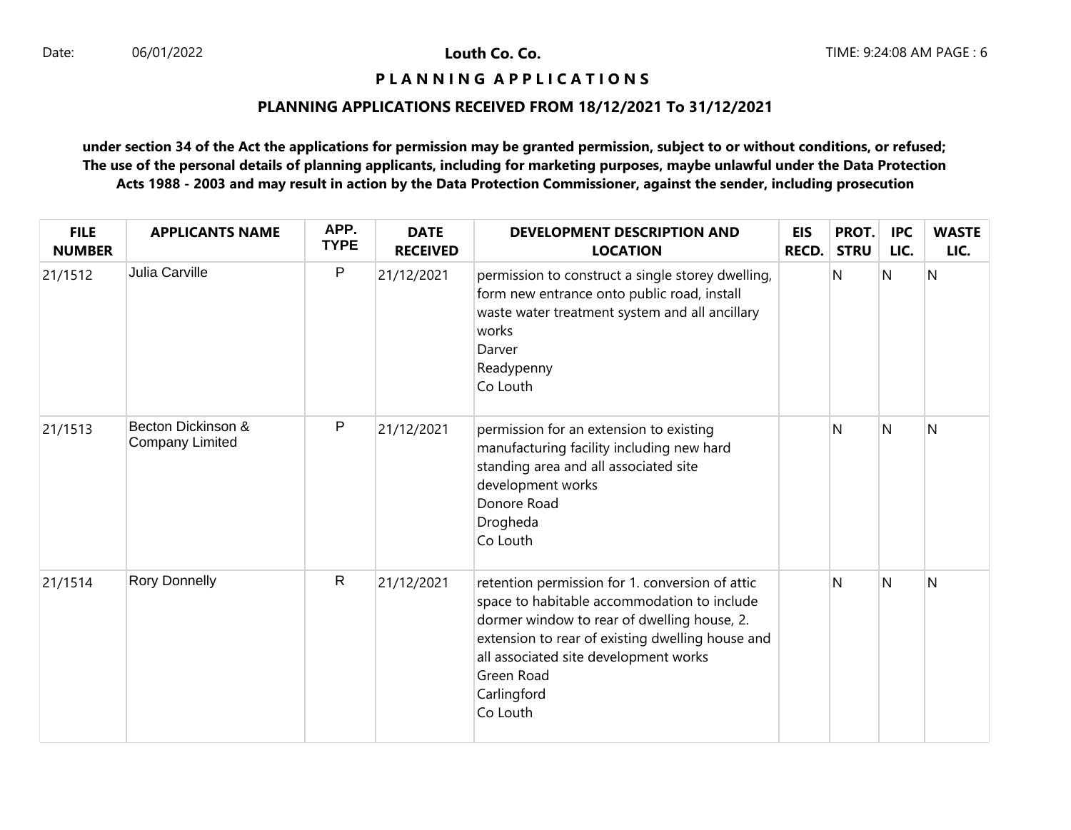**Louth Co. Co.**

**P L A N N I N G A P P L I C A T I O N S**

**PLANNING APPLICATIONS RECEIVED FROM 18/12/2021 To 31/12/2021**

**under section 34 of the Act the applications for permission may be granted permission, subject to or without conditions, or refused; The use of the personal details of planning applicants, including for marketing purposes, maybe unlawful under the Data Protection Acts 1988 - 2003 and may result in action by the Data Protection Commissioner, against the sender, including prosecution**

| FILE NUMBER | APPLICANTS NAME | APP. TYPE | DATE RECEIVED | DEVELOPMENT DESCRIPTION AND LOCATION | EIS RECD. | PROT. STRU | IPC LIC. | WASTE LIC. |
|---|---|---|---|---|---|---|---|---|
| 21/1512 | Julia Carville | P | 21/12/2021 | permission to construct a single storey dwelling, form new entrance onto public road, install waste water treatment system and all ancillary works<br>Darver<br>Readypenny<br>Co Louth | | N | N | N |
| 21/1513 | Becton Dickinson & Company Limited | P | 21/12/2021 | permission for an extension to existing manufacturing facility including new hard standing area and all associated site development works<br>Donore Road<br>Drogheda<br>Co Louth | | N | N | N |
| 21/1514 | Rory Donnelly | R | 21/12/2021 | retention permission for 1. conversion of attic space to habitable accommodation to include dormer window to rear of dwelling house, 2. extension to rear of existing dwelling house and all associated site development works<br>Green Road<br>Carlingford<br>Co Louth | | N | N | N |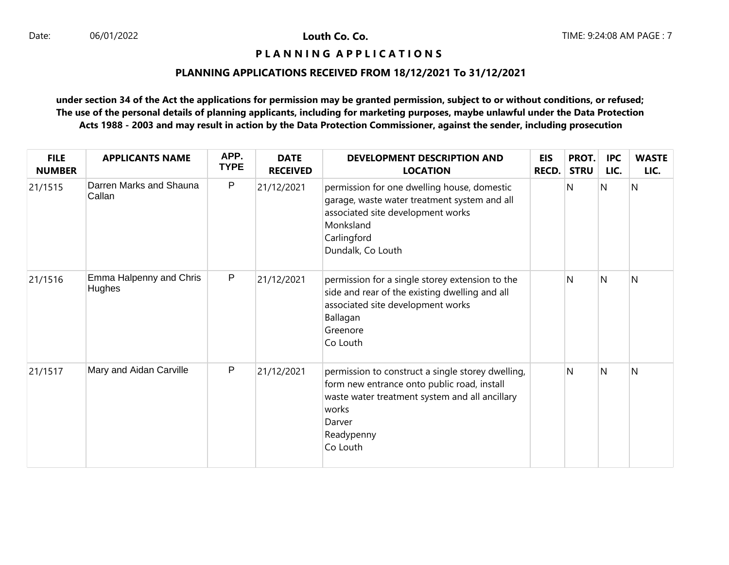**Louth Co. Co.**

# PLANNING APPLICATIONS

## PLANNING APPLICATIONS RECEIVED FROM 18/12/2021 To 31/12/2021

**under section 34 of the Act the applications for permission may be granted permission, subject to or without conditions, or refused; The use of the personal details of planning applicants, including for marketing purposes, maybe unlawful under the Data Protection Acts 1988 - 2003 and may result in action by the Data Protection Commissioner, against the sender, including prosecution**

| FILE NUMBER | APPLICANTS NAME | APP. TYPE | DATE RECEIVED | DEVELOPMENT DESCRIPTION AND LOCATION | EIS RECD. | PROT. STRU | IPC LIC. | WASTE LIC. |
|---|---|---|---|---|---|---|---|---|
| 21/1515 | Darren Marks and Shauna Callan | P | 21/12/2021 | permission for one dwelling house, domestic garage, waste water treatment system and all associated site development works<br>Monksland<br>Carlingford<br>Dundalk, Co Louth | | N | N | N |
| 21/1516 | Emma Halpenny and Chris Hughes | P | 21/12/2021 | permission for a single storey extension to the side and rear of the existing dwelling and all associated site development works<br>Ballagan<br>Greenore<br>Co Louth | | N | N | N |
| 21/1517 | Mary and Aidan Carville | P | 21/12/2021 | permission to construct a single storey dwelling, form new entrance onto public road, install waste water treatment system and all ancillary works<br>Darver<br>Readypenny<br>Co Louth | | N | N | N |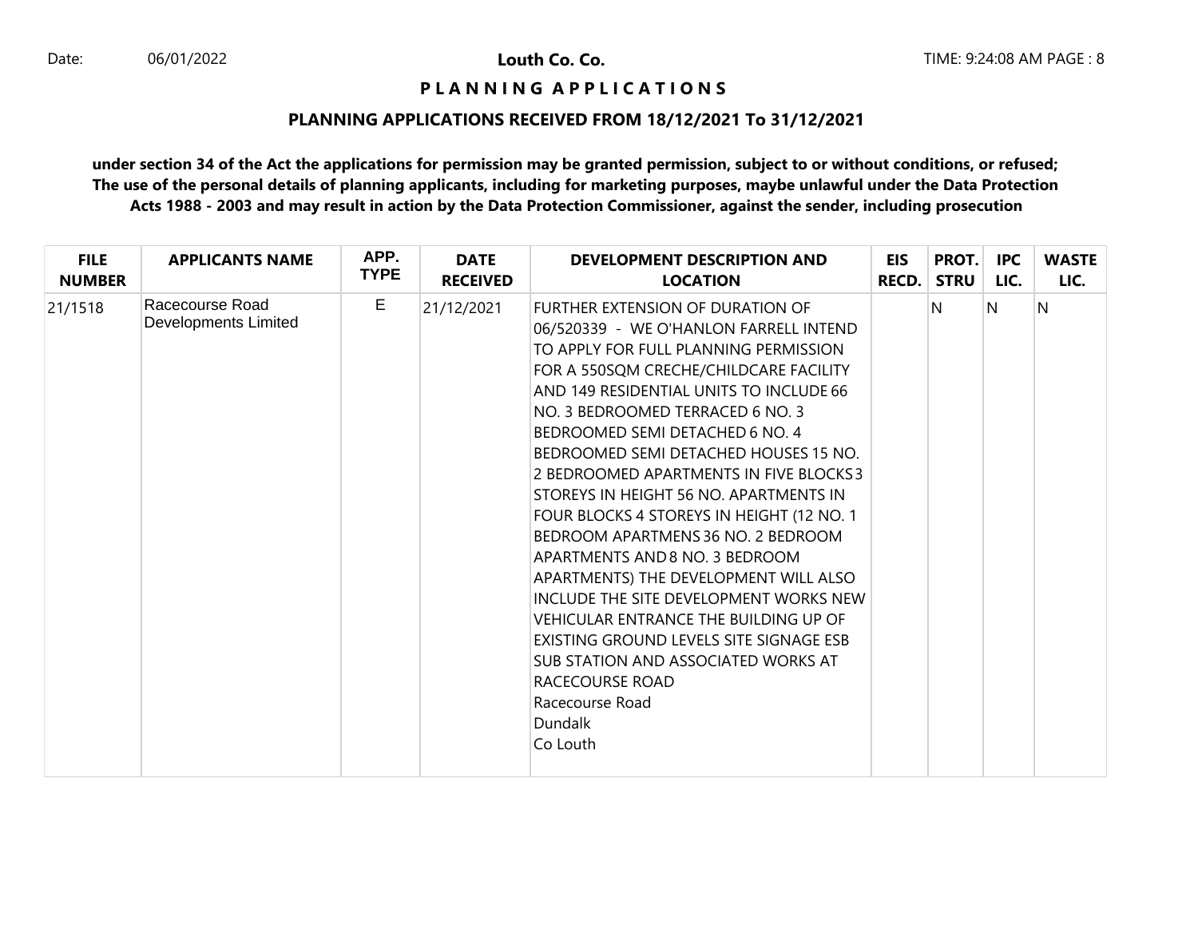# P L A N N I N G A P P L I C A T I O N S

## PLANNING APPLICATIONS RECEIVED FROM 18/12/2021 To 31/12/2021

**under section 34 of the Act the applications for permission may be granted permission, subject to or without conditions, or refused; The use of the personal details of planning applicants, including for marketing purposes, maybe unlawful under the Data Protection Acts 1988 - 2003 and may result in action by the Data Protection Commissioner, against the sender, including prosecution**

| FILE NUMBER | APPLICANTS NAME | APP. TYPE | DATE RECEIVED | DEVELOPMENT DESCRIPTION AND LOCATION | EIS RECD. | PROT. STRU | IPC LIC. | WASTE LIC. |
|---|---|---|---|---|---|---|---|---|
| 21/1518 | Racecourse Road Developments Limited | E | 21/12/2021 | FURTHER EXTENSION OF DURATION OF 06/520339 - WE O'HANLON FARRELL INTEND TO APPLY FOR FULL PLANNING PERMISSION FOR A 550SQM CRECHE/CHILDCARE FACILITY AND 149 RESIDENTIAL UNITS TO INCLUDE 66 NO. 3 BEDROOMED TERRACED 6 NO. 3 BEDROOMED SEMI DETACHED 6 NO. 4 BEDROOMED SEMI DETACHED HOUSES 15 NO. 2 BEDROOMED APARTMENTS IN FIVE BLOCKS 3 STOREYS IN HEIGHT 56 NO. APARTMENTS IN FOUR BLOCKS 4 STOREYS IN HEIGHT (12 NO. 1 BEDROOM APARTMENS 36 NO. 2 BEDROOM APARTMENTS AND 8 NO. 3 BEDROOM APARTMENTS) THE DEVELOPMENT WILL ALSO INCLUDE THE SITE DEVELOPMENT WORKS NEW VEHICULAR ENTRANCE THE BUILDING UP OF EXISTING GROUND LEVELS SITE SIGNAGE ESB SUB STATION AND ASSOCIATED WORKS AT RACECOURSE ROAD Racecourse Road Dundalk Co Louth | | N | N | N |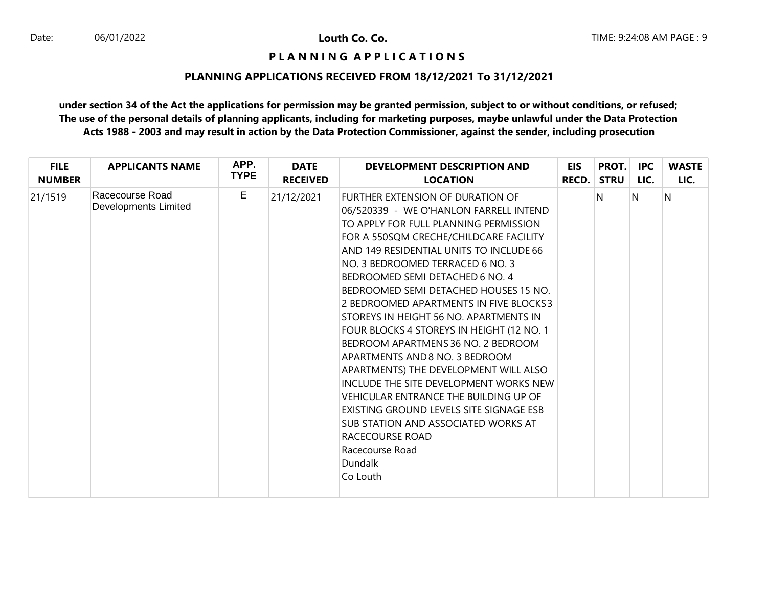**P L A N N I N G A P P L I C A T I O N S**

**PLANNING APPLICATIONS RECEIVED FROM 18/12/2021 To 31/12/2021**

**under section 34 of the Act the applications for permission may be granted permission, subject to or without conditions, or refused; The use of the personal details of planning applicants, including for marketing purposes, maybe unlawful under the Data Protection Acts 1988 - 2003 and may result in action by the Data Protection Commissioner, against the sender, including prosecution**

| FILE NUMBER | APPLICANTS NAME | APP. TYPE | DATE RECEIVED | DEVELOPMENT DESCRIPTION AND LOCATION | EIS RECD. | PROT. STRU | IPC LIC. | WASTE LIC. |
|---|---|---|---|---|---|---|---|---|
| 21/1519 | Racecourse Road Developments Limited | E | 21/12/2021 | FURTHER EXTENSION OF DURATION OF 06/520339 - WE O'HANLON FARRELL INTEND TO APPLY FOR FULL PLANNING PERMISSION FOR A 550SQM CRECHE/CHILDCARE FACILITY AND 149 RESIDENTIAL UNITS TO INCLUDE 66 NO. 3 BEDROOMED TERRACED 6 NO. 3 BEDROOMED SEMI DETACHED 6 NO. 4 BEDROOMED SEMI DETACHED HOUSES 15 NO. 2 BEDROOMED APARTMENTS IN FIVE BLOCKS 3 STOREYS IN HEIGHT 56 NO. APARTMENTS IN FOUR BLOCKS 4 STOREYS IN HEIGHT (12 NO. 1 BEDROOM APARTMENS 36 NO. 2 BEDROOM APARTMENTS AND 8 NO. 3 BEDROOM APARTMENTS) THE DEVELOPMENT WILL ALSO INCLUDE THE SITE DEVELOPMENT WORKS NEW VEHICULAR ENTRANCE THE BUILDING UP OF EXISTING GROUND LEVELS SITE SIGNAGE ESB SUB STATION AND ASSOCIATED WORKS AT RACECOURSE ROAD<br>Racecourse Road<br>Dundalk<br>Co Louth | | N | N | N |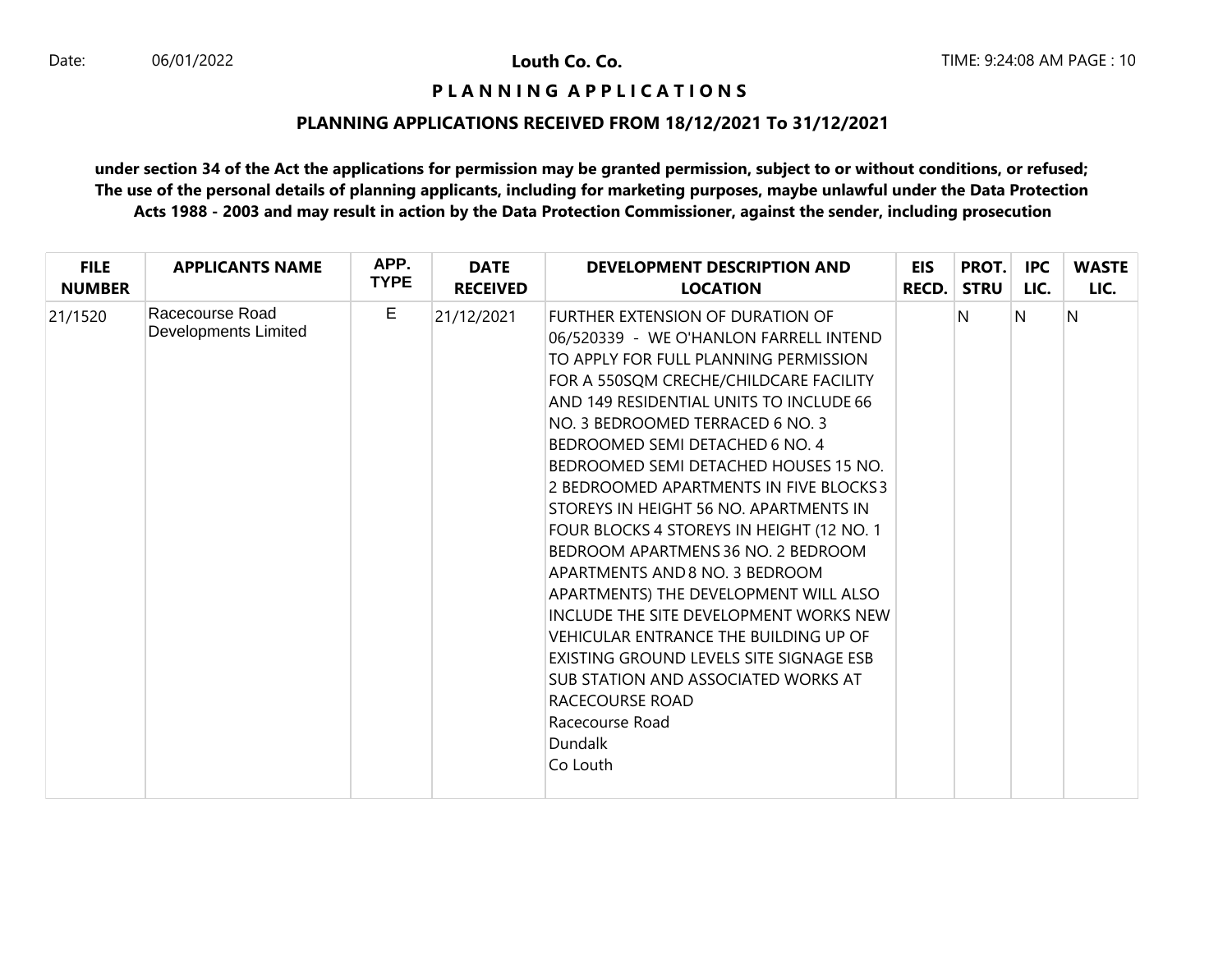**Louth Co. Co.**

**P L A N N I N G   A P P L I C A T I O N S**

**PLANNING APPLICATIONS RECEIVED FROM 18/12/2021 To 31/12/2021**

**under section 34 of the Act the applications for permission may be granted permission, subject to or without conditions, or refused; The use of the personal details of planning applicants, including for marketing purposes, maybe unlawful under the Data Protection Acts 1988 - 2003 and may result in action by the Data Protection Commissioner, against the sender, including prosecution**

| FILE NUMBER | APPLICANTS NAME | APP. TYPE | DATE RECEIVED | DEVELOPMENT DESCRIPTION AND LOCATION | EIS RECD. | PROT. STRU | IPC LIC. | WASTE LIC. |
|---|---|---|---|---|---|---|---|---|
| 21/1520 | Racecourse Road Developments Limited | E | 21/12/2021 | FURTHER EXTENSION OF DURATION OF 06/520339 - WE O'HANLON FARRELL INTEND TO APPLY FOR FULL PLANNING PERMISSION FOR A 550SQM CRECHE/CHILDCARE FACILITY AND 149 RESIDENTIAL UNITS TO INCLUDE 66 NO. 3 BEDROOMED TERRACED 6 NO. 3 BEDROOMED SEMI DETACHED 6 NO. 4 BEDROOMED SEMI DETACHED HOUSES 15 NO. 2 BEDROOMED APARTMENTS IN FIVE BLOCKS 3 STOREYS IN HEIGHT 56 NO. APARTMENTS IN FOUR BLOCKS 4 STOREYS IN HEIGHT (12 NO. 1 BEDROOM APARTMENS 36 NO. 2 BEDROOM APARTMENTS AND 8 NO. 3 BEDROOM APARTMENTS) THE DEVELOPMENT WILL ALSO INCLUDE THE SITE DEVELOPMENT WORKS NEW VEHICULAR ENTRANCE THE BUILDING UP OF EXISTING GROUND LEVELS SITE SIGNAGE ESB SUB STATION AND ASSOCIATED WORKS AT RACECOURSE ROAD<br>Racecourse Road<br>Dundalk<br>Co Louth | | N | N | N |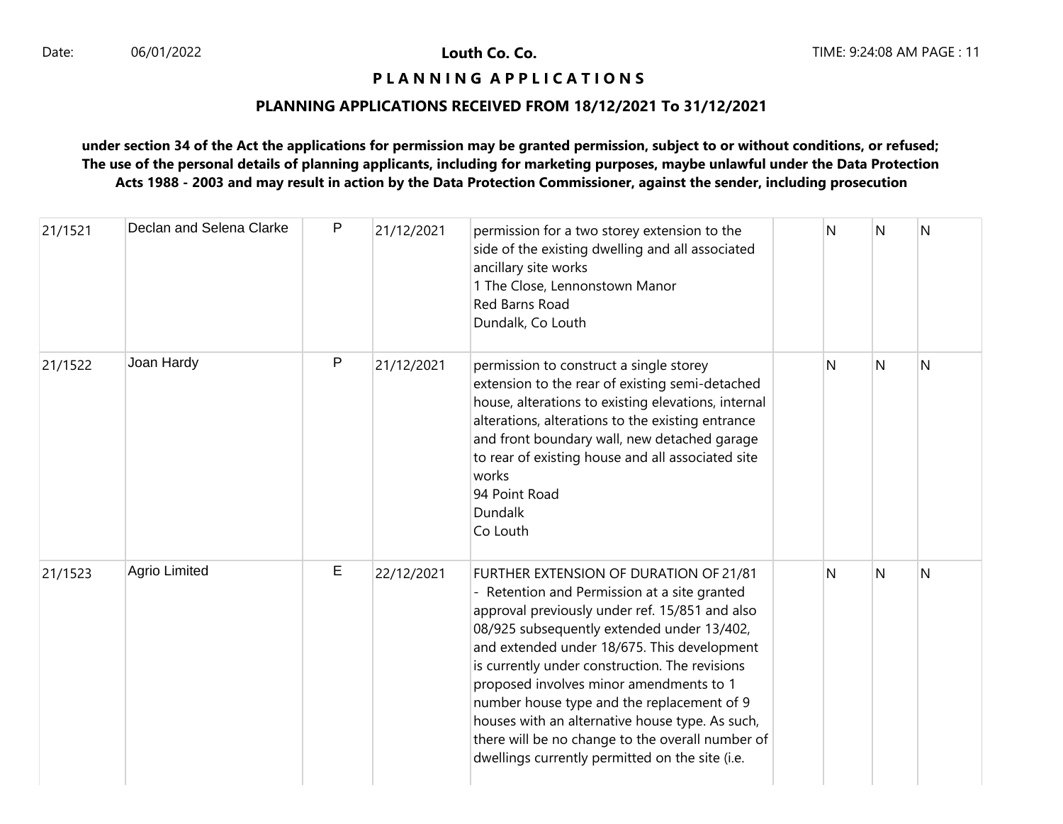**Louth Co. Co.**

**P L A N N I N G A P P L I C A T I O N S**

**PLANNING APPLICATIONS RECEIVED FROM 18/12/2021 To 31/12/2021**

**under section 34 of the Act the applications for permission may be granted permission, subject to or without conditions, or refused; The use of the personal details of planning applicants, including for marketing purposes, maybe unlawful under the Data Protection Acts 1988 - 2003 and may result in action by the Data Protection Commissioner, against the sender, including prosecution**

| | | | | | | | | |
|---|---|---|---|---|---|---|---|---|
| 21/1521 | Declan and Selena Clarke | P | 21/12/2021 | permission for a two storey extension to the side of the existing dwelling and all associated ancillary site works<br>1 The Close, Lennonstown Manor<br>Red Barns Road<br>Dundalk, Co Louth | | N | N | N |
| 21/1522 | Joan Hardy | P | 21/12/2021 | permission to construct a single storey extension to the rear of existing semi-detached house, alterations to existing elevations, internal alterations, alterations to the existing entrance and front boundary wall, new detached garage to rear of existing house and all associated site works<br>94 Point Road<br>Dundalk<br>Co Louth | | N | N | N |
| 21/1523 | Agrio Limited | E | 22/12/2021 | FURTHER EXTENSION OF DURATION OF 21/81 - Retention and Permission at a site granted approval previously under ref. 15/851 and also 08/925 subsequently extended under 13/402, and extended under 18/675. This development is currently under construction. The revisions proposed involves minor amendments to 1 number house type and the replacement of 9 houses with an alternative house type. As such, there will be no change to the overall number of dwellings currently permitted on the site (i.e. | | N | N | N |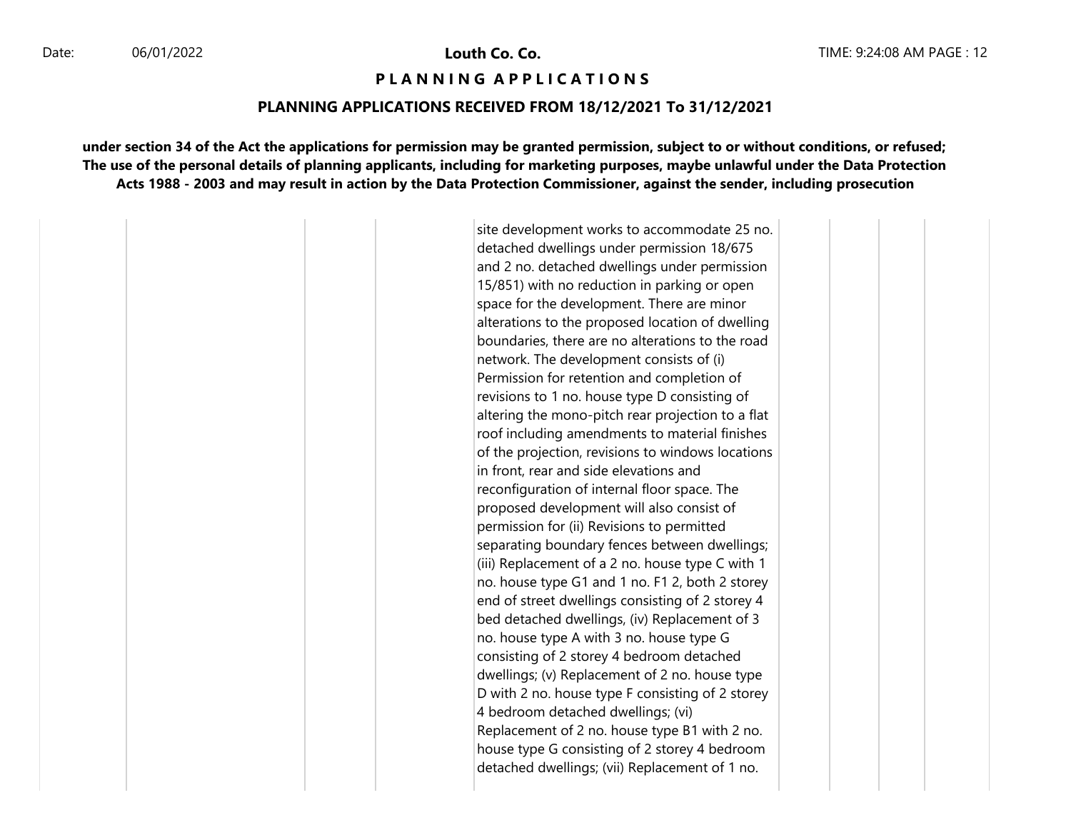**Louth Co. Co.**

**P L A N N I N G   A P P L I C A T I O N S**

**PLANNING APPLICATIONS RECEIVED FROM 18/12/2021 To 31/12/2021**

**under section 34 of the Act the applications for permission may be granted permission, subject to or without conditions, or refused; The use of the personal details of planning applicants, including for marketing purposes, maybe unlawful under the Data Protection Acts 1988 - 2003 and may result in action by the Data Protection Commissioner, against the sender, including prosecution**

| | | | | | | | | |
|---|---|---|---|---|---|---|---|---|
| | | | | site development works to accommodate 25 no. detached dwellings under permission 18/675 and 2 no. detached dwellings under permission 15/851) with no reduction in parking or open space for the development. There are minor alterations to the proposed location of dwelling boundaries, there are no alterations to the road network. The development consists of (i) Permission for retention and completion of revisions to 1 no. house type D consisting of altering the mono-pitch rear projection to a flat roof including amendments to material finishes of the projection, revisions to windows locations in front, rear and side elevations and reconfiguration of internal floor space. The proposed development will also consist of permission for (ii) Revisions to permitted separating boundary fences between dwellings; (iii) Replacement of a 2 no. house type C with 1 no. house type G1 and 1 no. F1 2, both 2 storey end of street dwellings consisting of 2 storey 4 bed detached dwellings, (iv) Replacement of 3 no. house type A with 3 no. house type G consisting of 2 storey 4 bedroom detached dwellings; (v) Replacement of 2 no. house type D with 2 no. house type F consisting of 2 storey 4 bedroom detached dwellings; (vi) Replacement of 2 no. house type B1 with 2 no. house type G consisting of 2 storey 4 bedroom detached dwellings; (vii) Replacement of 1 no. | | | | |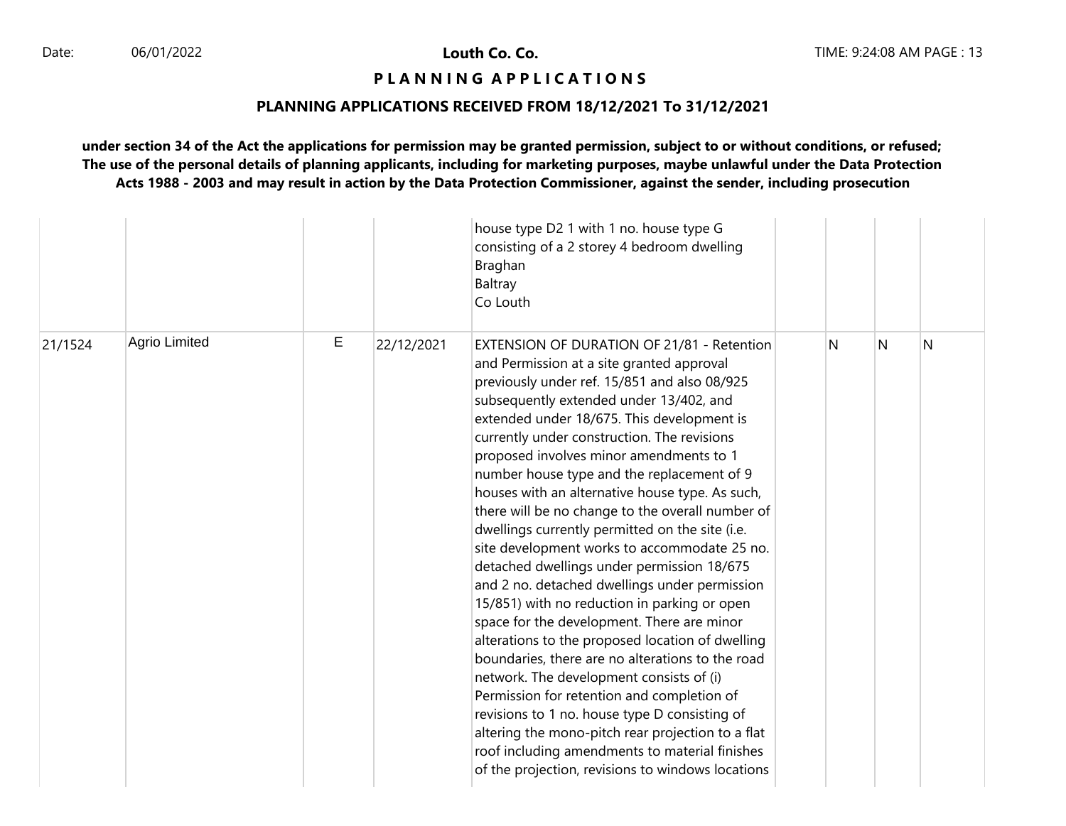# PLANNING APPLICATIONS

## PLANNING APPLICATIONS RECEIVED FROM 18/12/2021 To 31/12/2021

**under section 34 of the Act the applications for permission may be granted permission, subject to or without conditions, or refused; The use of the personal details of planning applicants, including for marketing purposes, maybe unlawful under the Data Protection Acts 1988 - 2003 and may result in action by the Data Protection Commissioner, against the sender, including prosecution**

| | | | | | | | | |
|---|---|---|---|---|---|---|---|---|
| | | | | house type D2 1 with 1 no. house type G consisting of a 2 storey 4 bedroom dwelling<br>Braghan<br>Baltray<br>Co Louth | | | | |
| 21/1524 | Agrio Limited | E | 22/12/2021 | EXTENSION OF DURATION OF 21/81 - Retention and Permission at a site granted approval previously under ref. 15/851 and also 08/925 subsequently extended under 13/402, and extended under 18/675. This development is currently under construction. The revisions proposed involves minor amendments to 1 number house type and the replacement of 9 houses with an alternative house type. As such, there will be no change to the overall number of dwellings currently permitted on the site (i.e. site development works to accommodate 25 no. detached dwellings under permission 18/675 and 2 no. detached dwellings under permission 15/851) with no reduction in parking or open space for the development. There are minor alterations to the proposed location of dwelling boundaries, there are no alterations to the road network. The development consists of (i) Permission for retention and completion of revisions to 1 no. house type D consisting of altering the mono-pitch rear projection to a flat roof including amendments to material finishes of the projection, revisions to windows locations | | N | N | N |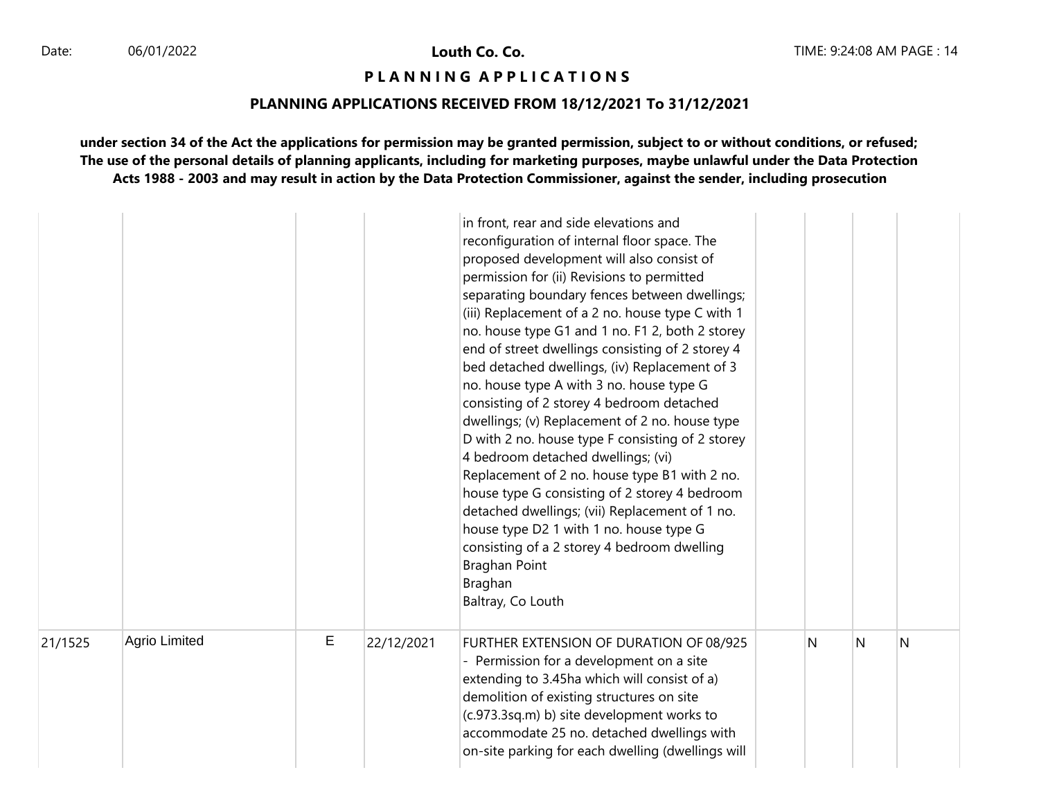# Louth Co. Co.

## P L A N N I N G A P P L I C A T I O N S

### PLANNING APPLICATIONS RECEIVED FROM 18/12/2021 To 31/12/2021

**under section 34 of the Act the applications for permission may be granted permission, subject to or without conditions, or refused; The use of the personal details of planning applicants, including for marketing purposes, maybe unlawful under the Data Protection Acts 1988 - 2003 and may result in action by the Data Protection Commissioner, against the sender, including prosecution**

| | | | | | | | | |
|---|---|---|---|---|---|---|---|---|
| | | | | in front, rear and side elevations and reconfiguration of internal floor space. The proposed development will also consist of permission for (ii) Revisions to permitted separating boundary fences between dwellings; (iii) Replacement of a 2 no. house type C with 1 no. house type G1 and 1 no. F1 2, both 2 storey end of street dwellings consisting of 2 storey 4 bed detached dwellings, (iv) Replacement of 3 no. house type A with 3 no. house type G consisting of 2 storey 4 bedroom detached dwellings; (v) Replacement of 2 no. house type D with 2 no. house type F consisting of 2 storey 4 bedroom detached dwellings; (vi) Replacement of 2 no. house type B1 with 2 no. house type G consisting of 2 storey 4 bedroom detached dwellings; (vii) Replacement of 1 no. house type D2 1 with 1 no. house type G consisting of a 2 storey 4 bedroom dwelling<br>Braghan Point<br>Braghan<br>Baltray, Co Louth | | | | |
| 21/1525 | Agrio Limited | E | 22/12/2021 | FURTHER EXTENSION OF DURATION OF 08/925 - Permission for a development on a site extending to 3.45ha which will consist of a) demolition of existing structures on site (c.973.3sq.m) b) site development works to accommodate 25 no. detached dwellings with on-site parking for each dwelling (dwellings will | | N | N | N |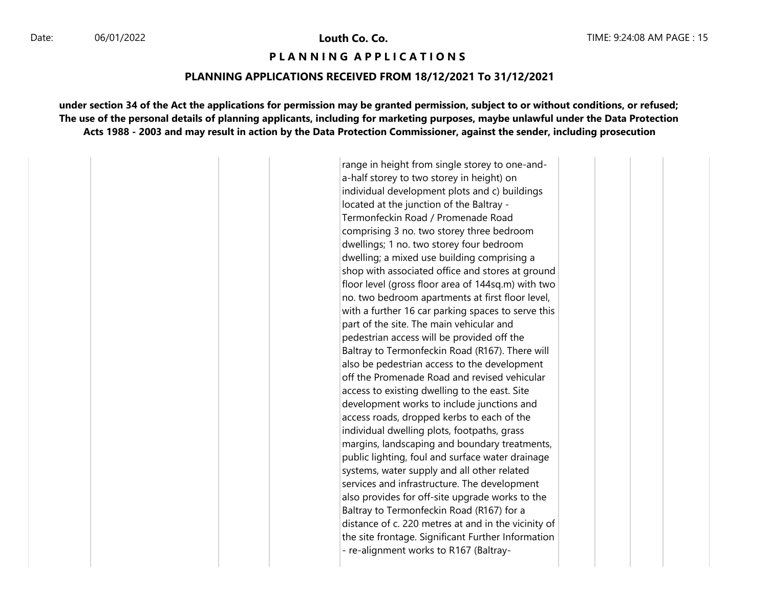**Louth Co. Co.**

**P L A N N I N G A P P L I C A T I O N S**

**PLANNING APPLICATIONS RECEIVED FROM 18/12/2021 To 31/12/2021**

**under section 34 of the Act the applications for permission may be granted permission, subject to or without conditions, or refused; The use of the personal details of planning applicants, including for marketing purposes, maybe unlawful under the Data Protection Acts 1988 - 2003 and may result in action by the Data Protection Commissioner, against the sender, including prosecution**

| | | | | | | | | |
|---|---|---|---|---|---|---|---|---|
| | | | | range in height from single storey to one-and-a-half storey to two storey in height) on individual development plots and c) buildings located at the junction of the Baltray - Termonfeckin Road / Promenade Road comprising 3 no. two storey three bedroom dwellings; 1 no. two storey four bedroom dwelling; a mixed use building comprising a shop with associated office and stores at ground floor level (gross floor area of 144sq.m) with two no. two bedroom apartments at first floor level, with a further 16 car parking spaces to serve this part of the site. The main vehicular and pedestrian access will be provided off the Baltray to Termonfeckin Road (R167). There will also be pedestrian access to the development off the Promenade Road and revised vehicular access to existing dwelling to the east. Site development works to include junctions and access roads, dropped kerbs to each of the individual dwelling plots, footpaths, grass margins, landscaping and boundary treatments, public lighting, foul and surface water drainage systems, water supply and all other related services and infrastructure. The development also provides for off-site upgrade works to the Baltray to Termonfeckin Road (R167) for a distance of c. 220 metres at and in the vicinity of the site frontage. Significant Further Information - re-alignment works to R167 (Baltray- | | | | |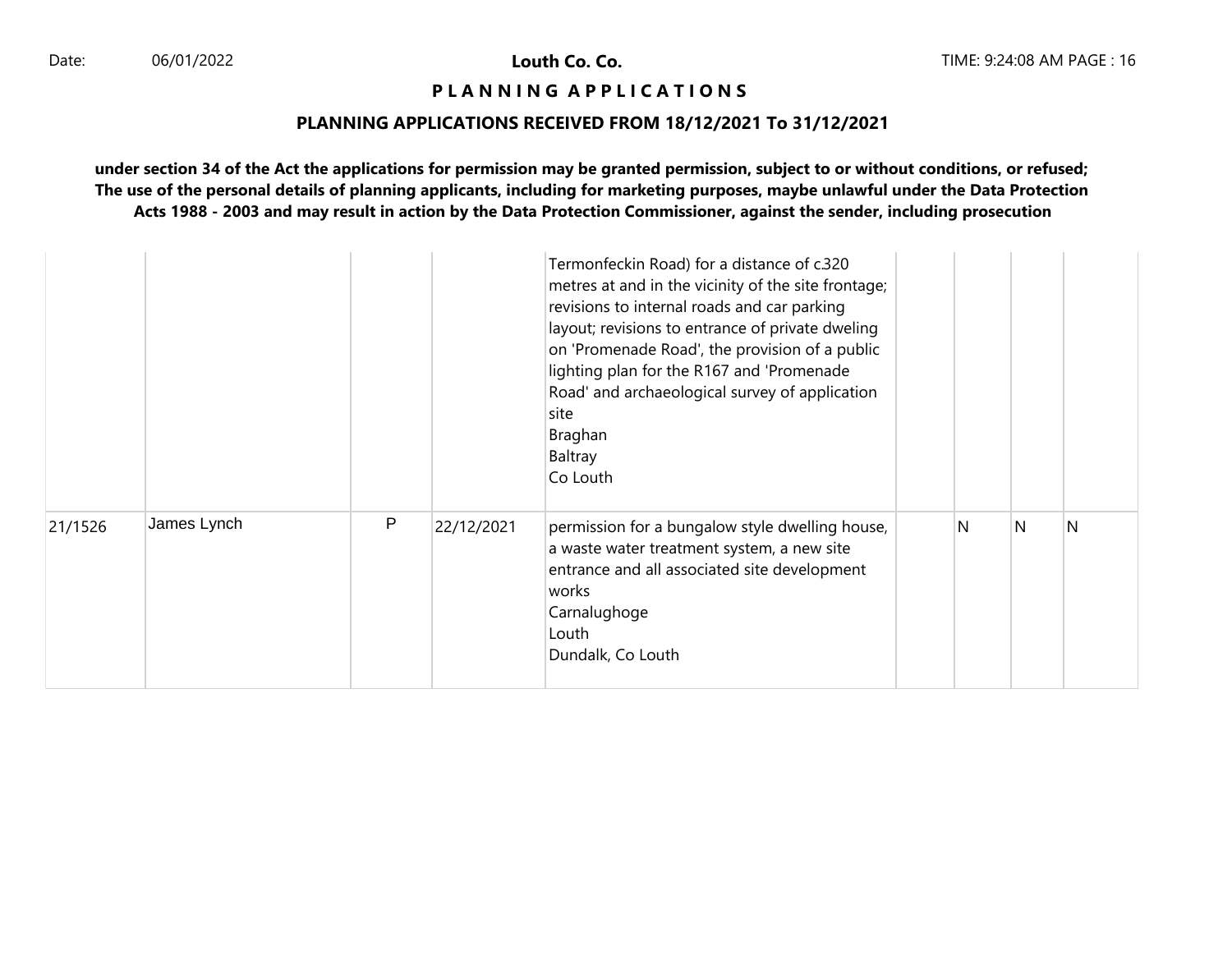# Louth Co. Co.

## P L A N N I N G  A P P L I C A T I O N S

### PLANNING APPLICATIONS RECEIVED FROM 18/12/2021 To 31/12/2021

**under section 34 of the Act the applications for permission may be granted permission, subject to or without conditions, or refused; The use of the personal details of planning applicants, including for marketing purposes, maybe unlawful under the Data Protection Acts 1988 - 2003 and may result in action by the Data Protection Commissioner, against the sender, including prosecution**

| | | | | | | | | |
|---|---|---|---|---|---|---|---|---|
| | | | | Termonfeckin Road) for a distance of c.320 metres at and in the vicinity of the site frontage; revisions to internal roads and car parking layout; revisions to entrance of private dweling on 'Promenade Road', the provision of a public lighting plan for the R167 and 'Promenade Road' and archaeological survey of application site<br>Braghan<br>Baltray<br>Co Louth | | | | |
| 21/1526 | James Lynch | P | 22/12/2021 | permission for a bungalow style dwelling house, a waste water treatment system, a new site entrance and all associated site development works<br>Carnalughoge<br>Louth<br>Dundalk, Co Louth | | N | N | N |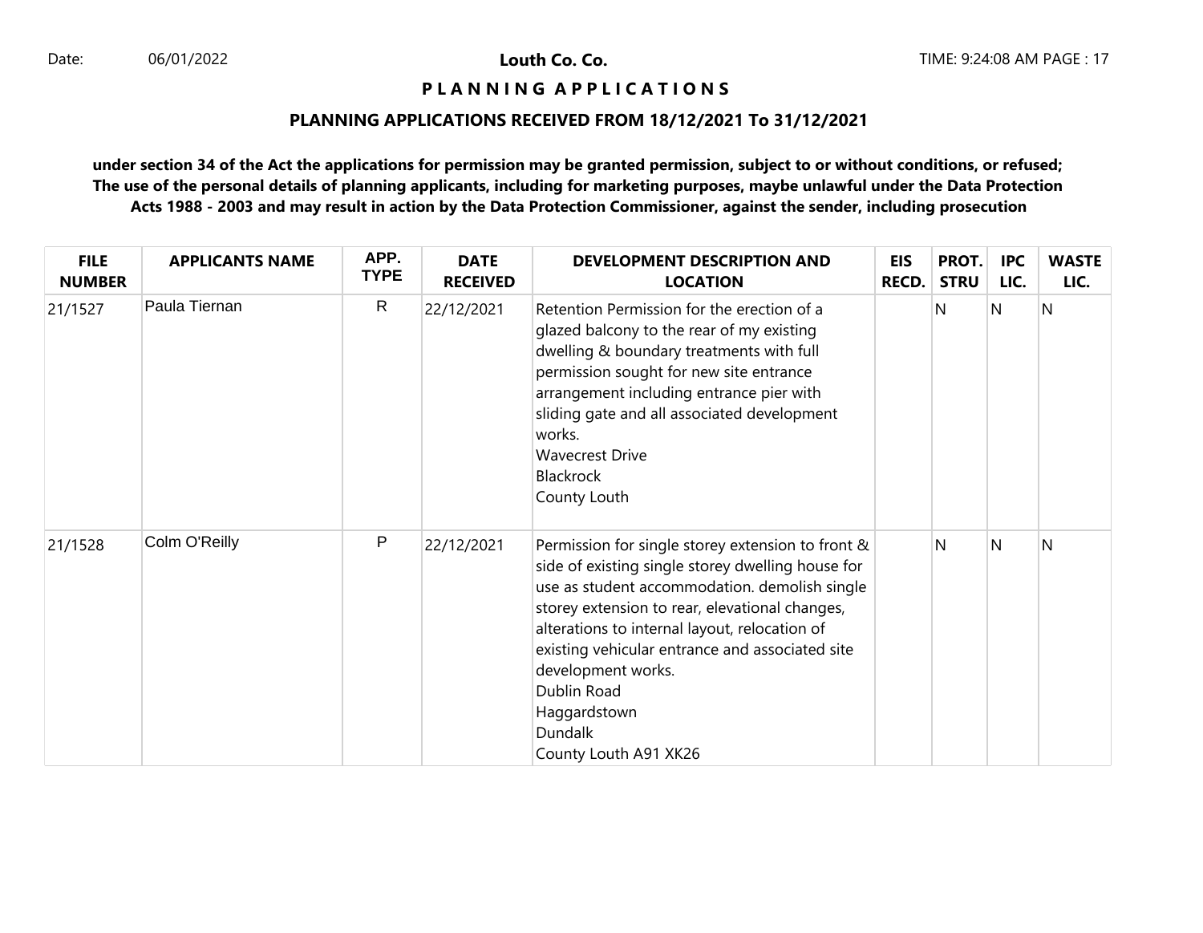**Louth Co. Co.**

**P L A N N I N G   A P P L I C A T I O N S**

**PLANNING APPLICATIONS RECEIVED FROM 18/12/2021 To 31/12/2021**

**under section 34 of the Act the applications for permission may be granted permission, subject to or without conditions, or refused; The use of the personal details of planning applicants, including for marketing purposes, maybe unlawful under the Data Protection Acts 1988 - 2003 and may result in action by the Data Protection Commissioner, against the sender, including prosecution**

| FILE NUMBER | APPLICANTS NAME | APP. TYPE | DATE RECEIVED | DEVELOPMENT DESCRIPTION AND LOCATION | EIS RECD. | PROT. STRU | IPC LIC. | WASTE LIC. |
|---|---|---|---|---|---|---|---|---|
| 21/1527 | Paula Tiernan | R | 22/12/2021 | Retention Permission for the erection of a glazed balcony to the rear of my existing dwelling & boundary treatments with full permission sought for new site entrance arrangement including entrance pier with sliding gate and all associated development works.<br>Wavecrest Drive<br>Blackrock<br>County Louth | | N | N | N |
| 21/1528 | Colm O'Reilly | P | 22/12/2021 | Permission for single storey extension to front & side of existing single storey dwelling house for use as student accommodation. demolish single storey extension to rear, elevational changes, alterations to internal layout, relocation of existing vehicular entrance and associated site development works.<br>Dublin Road<br>Haggardstown<br>Dundalk<br>County Louth A91 XK26 | | N | N | N |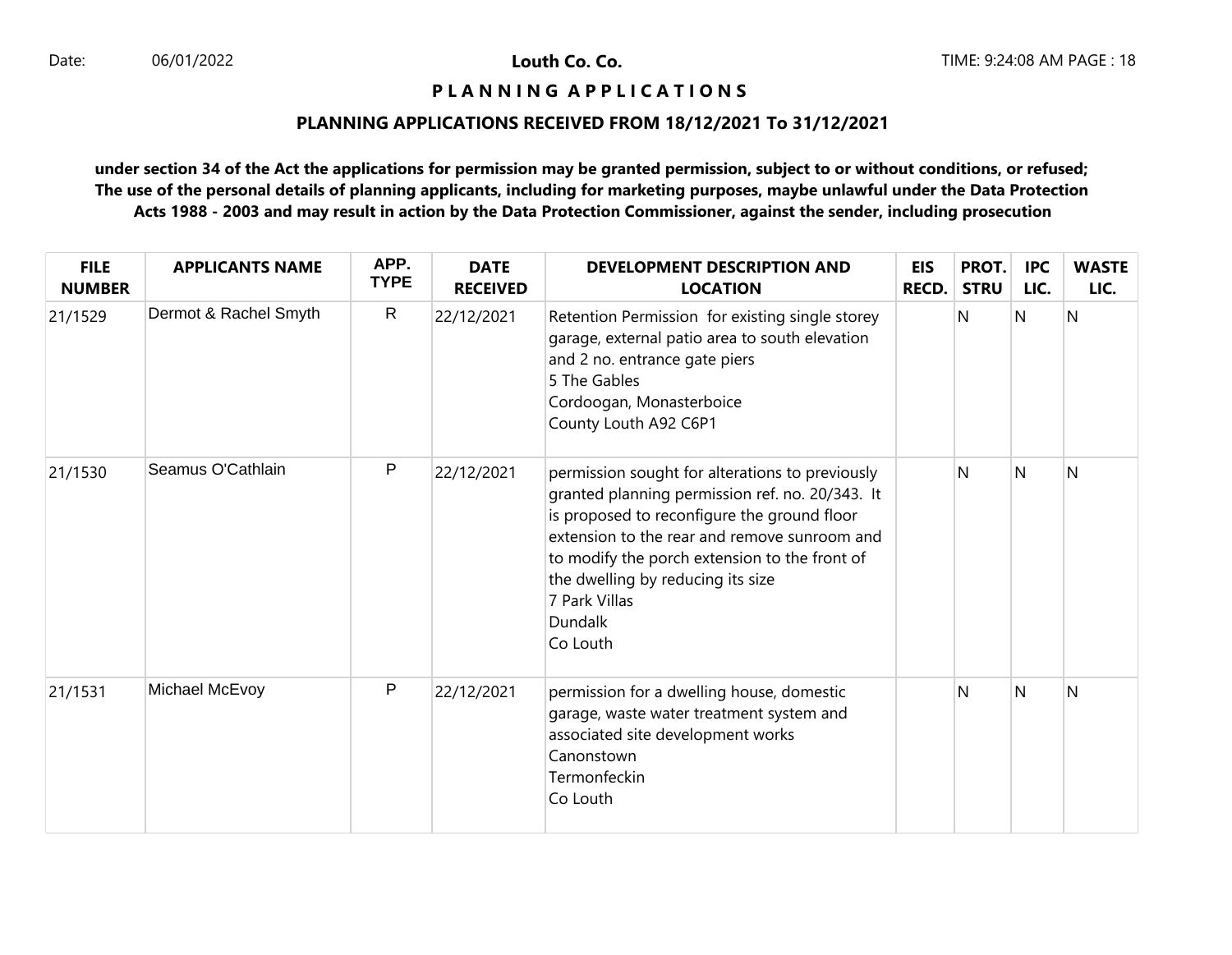**Louth Co. Co.**

**P L A N N I N G A P P L I C A T I O N S**

**PLANNING APPLICATIONS RECEIVED FROM 18/12/2021 To 31/12/2021**

**under section 34 of the Act the applications for permission may be granted permission, subject to or without conditions, or refused; The use of the personal details of planning applicants, including for marketing purposes, maybe unlawful under the Data Protection Acts 1988 - 2003 and may result in action by the Data Protection Commissioner, against the sender, including prosecution**

| FILE NUMBER | APPLICANTS NAME | APP. TYPE | DATE RECEIVED | DEVELOPMENT DESCRIPTION AND LOCATION | EIS RECD. | PROT. STRU | IPC LIC. | WASTE LIC. |
|---|---|---|---|---|---|---|---|---|
| 21/1529 | Dermot & Rachel Smyth | R | 22/12/2021 | Retention Permission for existing single storey garage, external patio area to south elevation and 2 no. entrance gate piers<br>5 The Gables<br>Cordoogan, Monasterboice<br>County Louth A92 C6P1 | | N | N | N |
| 21/1530 | Seamus O'Cathlain | P | 22/12/2021 | permission sought for alterations to previously granted planning permission ref. no. 20/343. It is proposed to reconfigure the ground floor extension to the rear and remove sunroom and to modify the porch extension to the front of the dwelling by reducing its size<br>7 Park Villas<br>Dundalk<br>Co Louth | | N | N | N |
| 21/1531 | Michael McEvoy | P | 22/12/2021 | permission for a dwelling house, domestic garage, waste water treatment system and associated site development works<br>Canonstown<br>Termonfeckin<br>Co Louth | | N | N | N |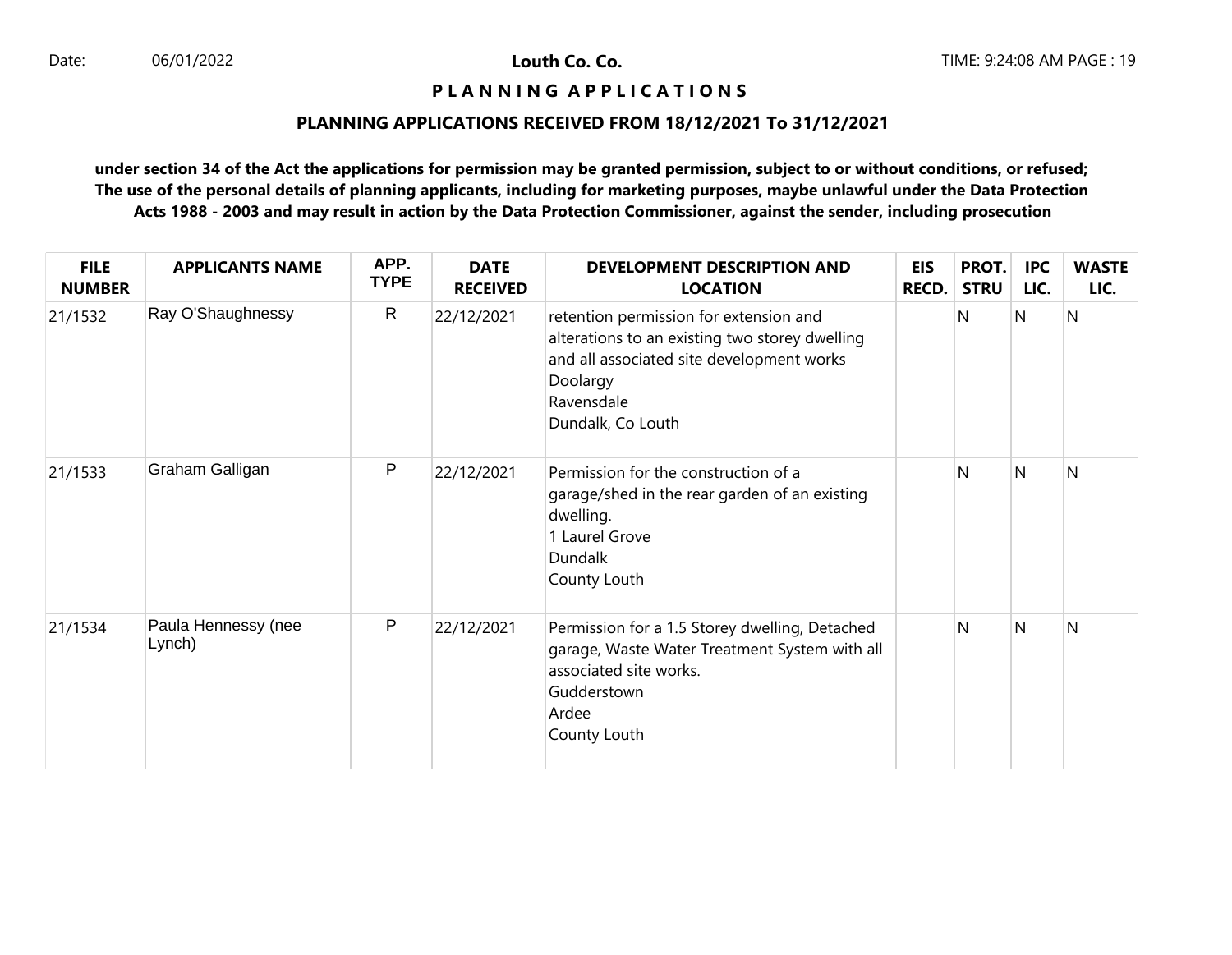**Louth Co. Co.**

**P L A N N I N G A P P L I C A T I O N S**

**PLANNING APPLICATIONS RECEIVED FROM 18/12/2021 To 31/12/2021**

**under section 34 of the Act the applications for permission may be granted permission, subject to or without conditions, or refused; The use of the personal details of planning applicants, including for marketing purposes, maybe unlawful under the Data Protection Acts 1988 - 2003 and may result in action by the Data Protection Commissioner, against the sender, including prosecution**

| FILE NUMBER | APPLICANTS NAME | APP. TYPE | DATE RECEIVED | DEVELOPMENT DESCRIPTION AND LOCATION | EIS RECD. | PROT. STRU | IPC LIC. | WASTE LIC. |
|---|---|---|---|---|---|---|---|---|
| 21/1532 | Ray O'Shaughnessy | R | 22/12/2021 | retention permission for extension and alterations to an existing two storey dwelling and all associated site development works<br>Doolargy<br>Ravensdale<br>Dundalk, Co Louth | | N | N | N |
| 21/1533 | Graham Galligan | P | 22/12/2021 | Permission for the construction of a garage/shed in the rear garden of an existing dwelling.<br>1 Laurel Grove<br>Dundalk<br>County Louth | | N | N | N |
| 21/1534 | Paula Hennessy (nee Lynch) | P | 22/12/2021 | Permission for a 1.5 Storey dwelling, Detached garage, Waste Water Treatment System with all associated site works.<br>Gudderstown<br>Ardee<br>County Louth | | N | N | N |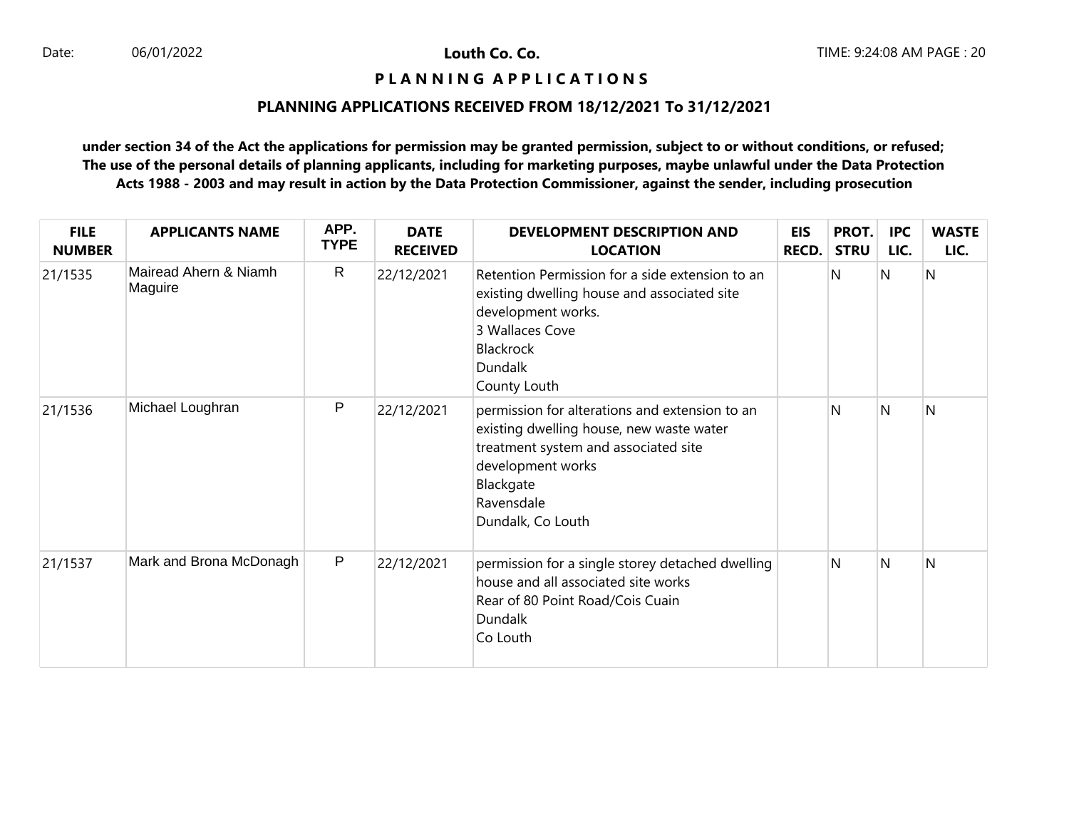**Louth Co. Co.**

**P L A N N I N G A P P L I C A T I O N S**

**PLANNING APPLICATIONS RECEIVED FROM 18/12/2021 To 31/12/2021**

**under section 34 of the Act the applications for permission may be granted permission, subject to or without conditions, or refused; The use of the personal details of planning applicants, including for marketing purposes, maybe unlawful under the Data Protection Acts 1988 - 2003 and may result in action by the Data Protection Commissioner, against the sender, including prosecution**

| FILE NUMBER | APPLICANTS NAME | APP. TYPE | DATE RECEIVED | DEVELOPMENT DESCRIPTION AND LOCATION | EIS RECD. | PROT. STRU | IPC LIC. | WASTE LIC. |
|---|---|---|---|---|---|---|---|---|
| 21/1535 | Mairead Ahern & Niamh Maguire | R | 22/12/2021 | Retention Permission for a side extension to an existing dwelling house and associated site development works.<br>3 Wallaces Cove<br>Blackrock<br>Dundalk<br>County Louth | | N | N | N |
| 21/1536 | Michael Loughran | P | 22/12/2021 | permission for alterations and extension to an existing dwelling house, new waste water treatment system and associated site development works<br>Blackgate<br>Ravensdale<br>Dundalk, Co Louth | | N | N | N |
| 21/1537 | Mark and Brona McDonagh | P | 22/12/2021 | permission for a single storey detached dwelling house and all associated site works<br>Rear of 80 Point Road/Cois Cuain<br>Dundalk<br>Co Louth | | N | N | N |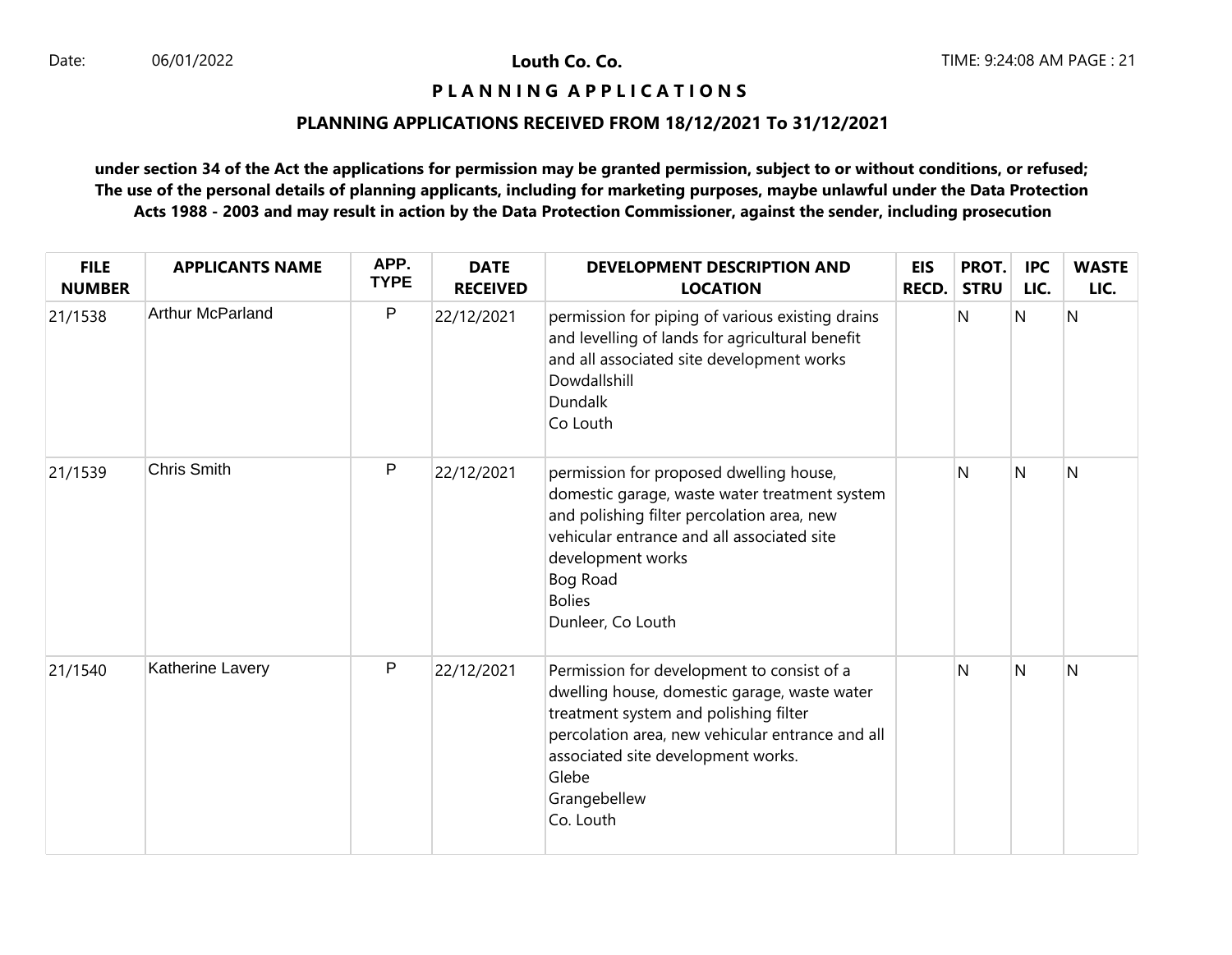**Louth Co. Co.**

**P L A N N I N G  A P P L I C A T I O N S**

**PLANNING APPLICATIONS RECEIVED FROM 18/12/2021 To 31/12/2021**

**under section 34 of the Act the applications for permission may be granted permission, subject to or without conditions, or refused; The use of the personal details of planning applicants, including for marketing purposes, maybe unlawful under the Data Protection Acts 1988 - 2003 and may result in action by the Data Protection Commissioner, against the sender, including prosecution**

| FILE NUMBER | APPLICANTS NAME | APP. TYPE | DATE RECEIVED | DEVELOPMENT DESCRIPTION AND LOCATION | EIS RECD. | PROT. STRU | IPC LIC. | WASTE LIC. |
|---|---|---|---|---|---|---|---|---|
| 21/1538 | Arthur McParland | P | 22/12/2021 | permission for piping of various existing drains and levelling of lands for agricultural benefit and all associated site development works<br>Dowdallshill<br>Dundalk<br>Co Louth | | N | N | N |
| 21/1539 | Chris Smith | P | 22/12/2021 | permission for proposed dwelling house, domestic garage, waste water treatment system and polishing filter percolation area, new vehicular entrance and all associated site development works<br>Bog Road<br>Bolies<br>Dunleer, Co Louth | | N | N | N |
| 21/1540 | Katherine Lavery | P | 22/12/2021 | Permission for development to consist of a dwelling house, domestic garage, waste water treatment system and polishing filter percolation area, new vehicular entrance and all associated site development works.<br>Glebe<br>Grangebellew<br>Co. Louth | | N | N | N |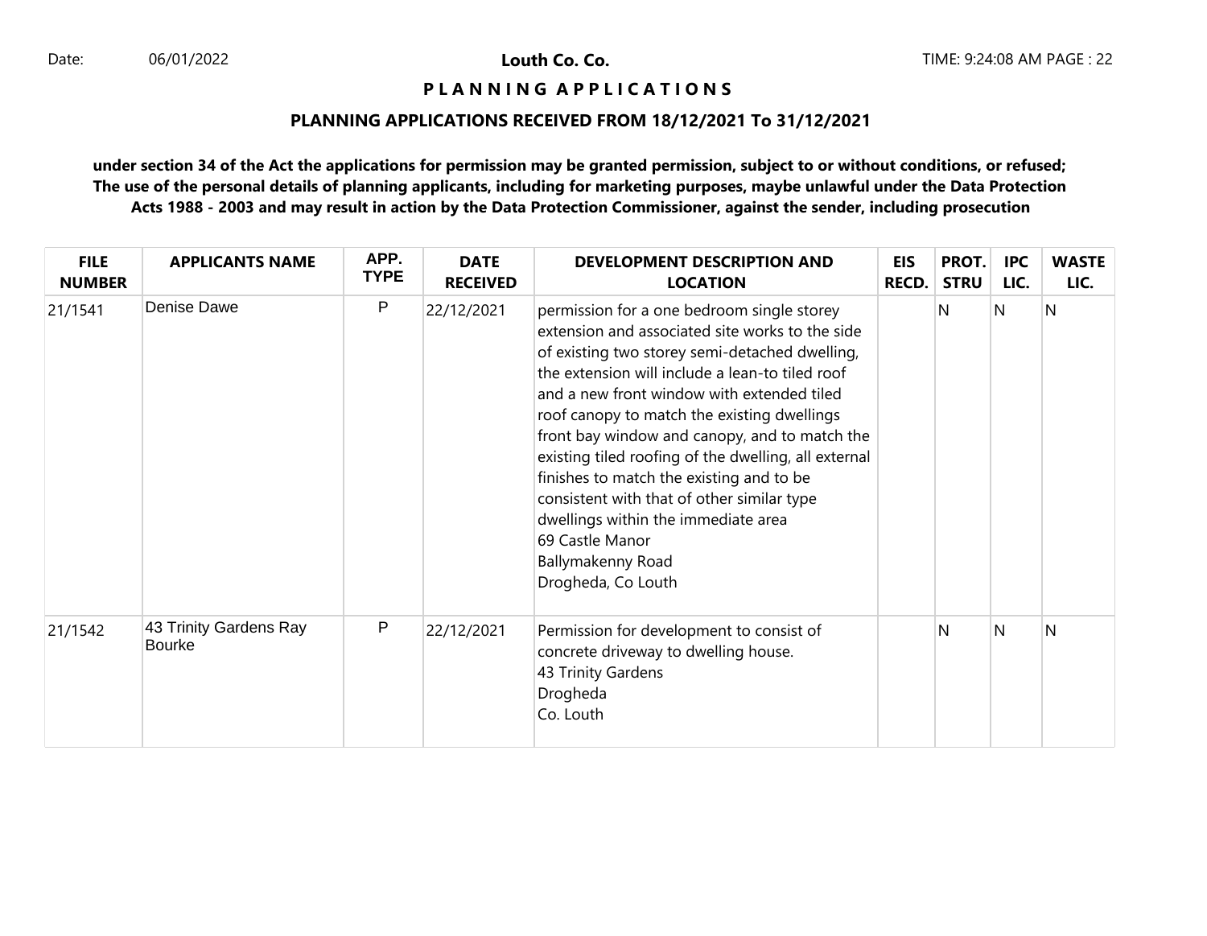**Louth Co. Co.**

**P L A N N I N G A P P L I C A T I O N S**

**PLANNING APPLICATIONS RECEIVED FROM 18/12/2021 To 31/12/2021**

**under section 34 of the Act the applications for permission may be granted permission, subject to or without conditions, or refused; The use of the personal details of planning applicants, including for marketing purposes, maybe unlawful under the Data Protection Acts 1988 - 2003 and may result in action by the Data Protection Commissioner, against the sender, including prosecution**

| FILE NUMBER | APPLICANTS NAME | APP. TYPE | DATE RECEIVED | DEVELOPMENT DESCRIPTION AND LOCATION | EIS RECD. | PROT. STRU | IPC LIC. | WASTE LIC. |
|---|---|---|---|---|---|---|---|---|
| 21/1541 | Denise Dawe | P | 22/12/2021 | permission for a one bedroom single storey extension and associated site works to the side of existing two storey semi-detached dwelling, the extension will include a lean-to tiled roof and a new front window with extended tiled roof canopy to match the existing dwellings front bay window and canopy, and to match the existing tiled roofing of the dwelling, all external finishes to match the existing and to be consistent with that of other similar type dwellings within the immediate area 69 Castle Manor Ballymakenny Road Drogheda, Co Louth | | N | N | N |
| 21/1542 | 43 Trinity Gardens Ray Bourke | P | 22/12/2021 | Permission for development to consist of concrete driveway to dwelling house. 43 Trinity Gardens Drogheda Co. Louth | | N | N | N |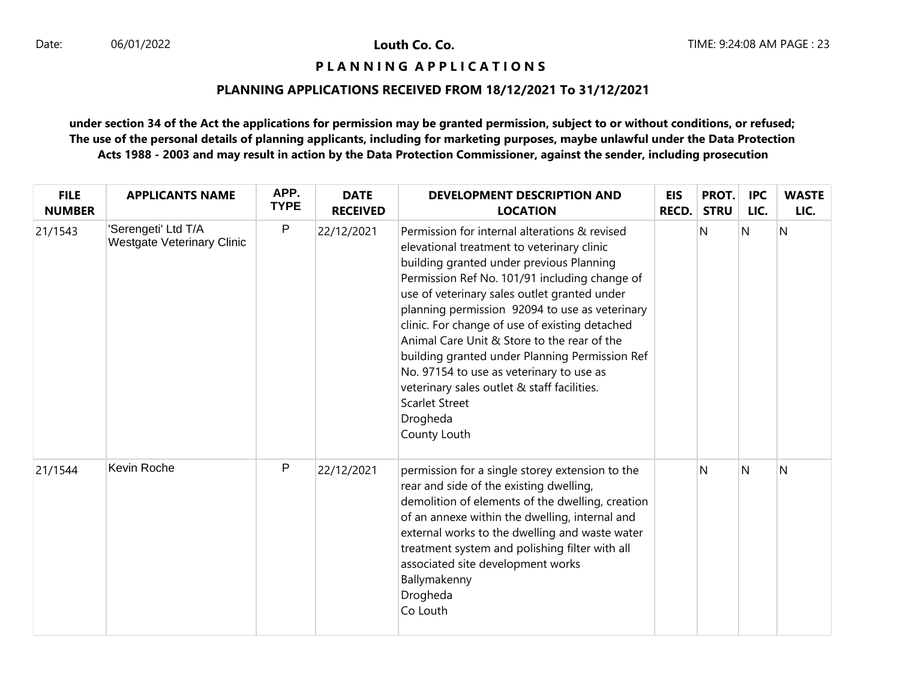**Louth Co. Co.**

# P L A N N I N G A P P L I C A T I O N S

## PLANNING APPLICATIONS RECEIVED FROM 18/12/2021 To 31/12/2021

**under section 34 of the Act the applications for permission may be granted permission, subject to or without conditions, or refused; The use of the personal details of planning applicants, including for marketing purposes, maybe unlawful under the Data Protection Acts 1988 - 2003 and may result in action by the Data Protection Commissioner, against the sender, including prosecution**

| FILE NUMBER | APPLICANTS NAME | APP. TYPE | DATE RECEIVED | DEVELOPMENT DESCRIPTION AND LOCATION | EIS RECD. | PROT. STRU | IPC LIC. | WASTE LIC. |
|---|---|---|---|---|---|---|---|---|
| 21/1543 | 'Serengeti' Ltd T/A Westgate Veterinary Clinic | P | 22/12/2021 | Permission for internal alterations & revised elevational treatment to veterinary clinic building granted under previous Planning Permission Ref No. 101/91 including change of use of veterinary sales outlet granted under planning permission 92094 to use as veterinary clinic. For change of use of existing detached Animal Care Unit & Store to the rear of the building granted under Planning Permission Ref No. 97154 to use as veterinary to use as veterinary sales outlet & staff facilities. Scarlet Street Drogheda County Louth | | N | N | N |
| 21/1544 | Kevin Roche | P | 22/12/2021 | permission for a single storey extension to the rear and side of the existing dwelling, demolition of elements of the dwelling, creation of an annexe within the dwelling, internal and external works to the dwelling and waste water treatment system and polishing filter with all associated site development works Ballymakenny Drogheda Co Louth | | N | N | N |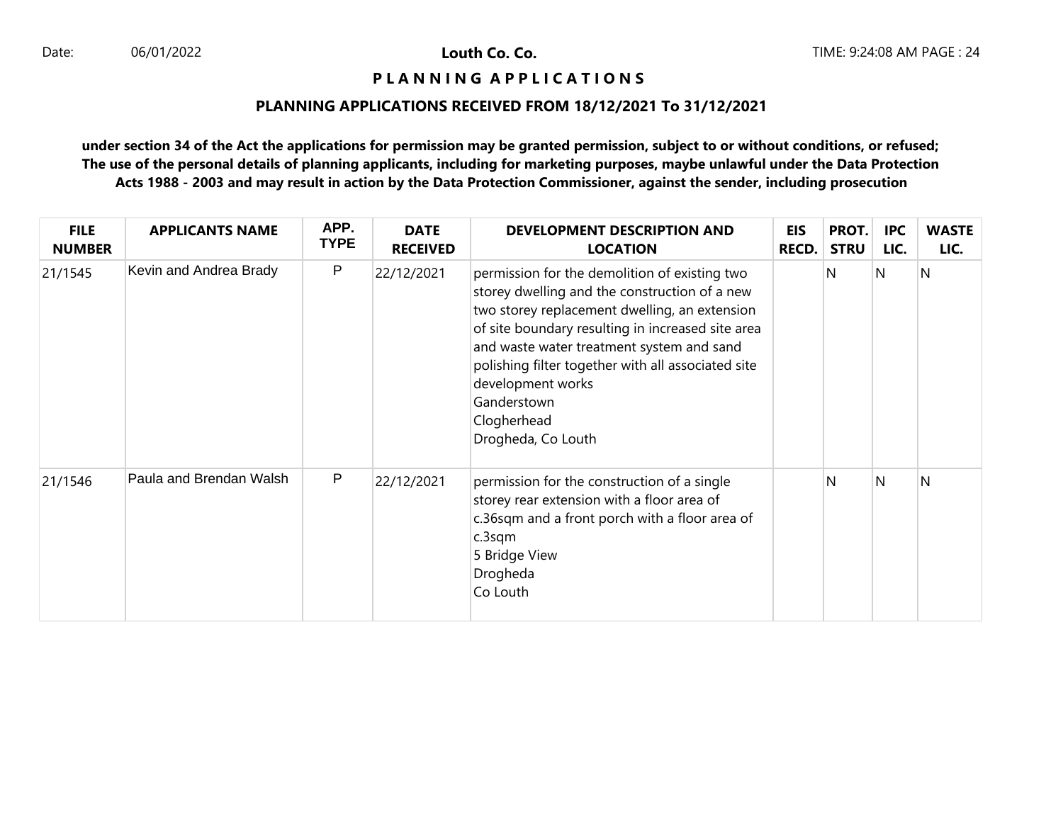**Louth Co. Co.**

**P L A N N I N G A P P L I C A T I O N S**

**PLANNING APPLICATIONS RECEIVED FROM 18/12/2021 To 31/12/2021**

**under section 34 of the Act the applications for permission may be granted permission, subject to or without conditions, or refused; The use of the personal details of planning applicants, including for marketing purposes, maybe unlawful under the Data Protection Acts 1988 - 2003 and may result in action by the Data Protection Commissioner, against the sender, including prosecution**

| FILE NUMBER | APPLICANTS NAME | APP. TYPE | DATE RECEIVED | DEVELOPMENT DESCRIPTION AND LOCATION | EIS RECD. | PROT. STRU | IPC LIC. | WASTE LIC. |
|---|---|---|---|---|---|---|---|---|
| 21/1545 | Kevin and Andrea Brady | P | 22/12/2021 | permission for the demolition of existing two storey dwelling and the construction of a new two storey replacement dwelling, an extension of site boundary resulting in increased site area and waste water treatment system and sand polishing filter together with all associated site development works<br>Ganderstown<br>Clogherhead<br>Drogheda, Co Louth | | N | N | N |
| 21/1546 | Paula and Brendan Walsh | P | 22/12/2021 | permission for the construction of a single storey rear extension with a floor area of c.36sqm and a front porch with a floor area of c.3sqm<br>5 Bridge View<br>Drogheda<br>Co Louth | | N | N | N |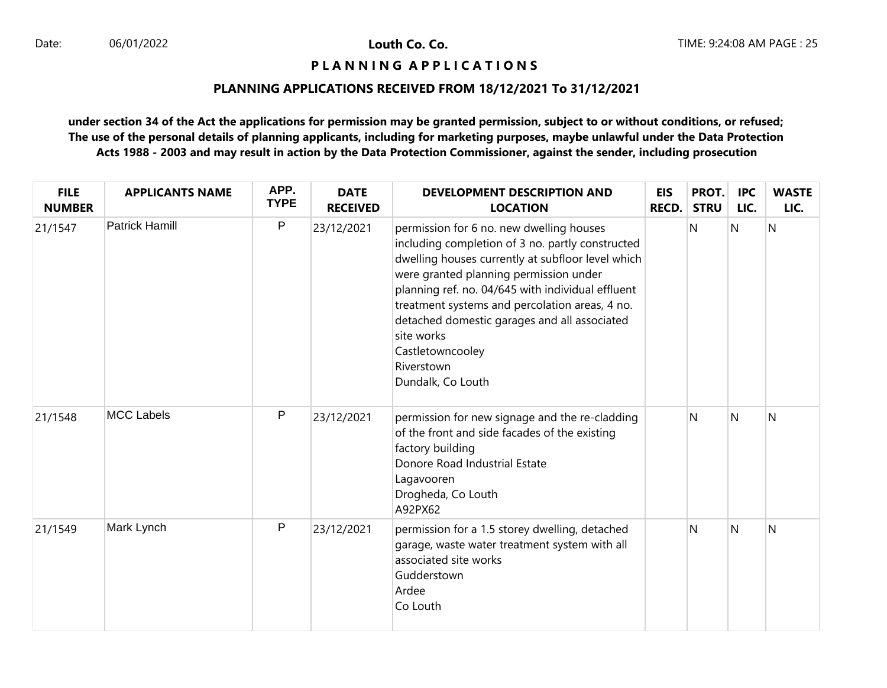**Louth Co. Co.**

**P L A N N I N G A P P L I C A T I O N S**

**PLANNING APPLICATIONS RECEIVED FROM 18/12/2021 To 31/12/2021**

**under section 34 of the Act the applications for permission may be granted permission, subject to or without conditions, or refused; The use of the personal details of planning applicants, including for marketing purposes, maybe unlawful under the Data Protection Acts 1988 - 2003 and may result in action by the Data Protection Commissioner, against the sender, including prosecution**

| FILE NUMBER | APPLICANTS NAME | APP. TYPE | DATE RECEIVED | DEVELOPMENT DESCRIPTION AND LOCATION | EIS RECD. | PROT. STRU | IPC LIC. | WASTE LIC. |
|---|---|---|---|---|---|---|---|---|
| 21/1547 | Patrick Hamill | P | 23/12/2021 | permission for 6 no. new dwelling houses including completion of 3 no. partly constructed dwelling houses currently at subfloor level which were granted planning permission under planning ref. no. 04/645 with individual effluent treatment systems and percolation areas, 4 no. detached domestic garages and all associated site works<br>Castletowncooley<br>Riverstown<br>Dundalk, Co Louth | | N | N | N |
| 21/1548 | MCC Labels | P | 23/12/2021 | permission for new signage and the re-cladding of the front and side facades of the existing factory building<br>Donore Road Industrial Estate<br>Lagavooren<br>Drogheda, Co Louth<br>A92PX62 | | N | N | N |
| 21/1549 | Mark Lynch | P | 23/12/2021 | permission for a 1.5 storey dwelling, detached garage, waste water treatment system with all associated site works<br>Gudderstown<br>Ardee<br>Co Louth | | N | N | N |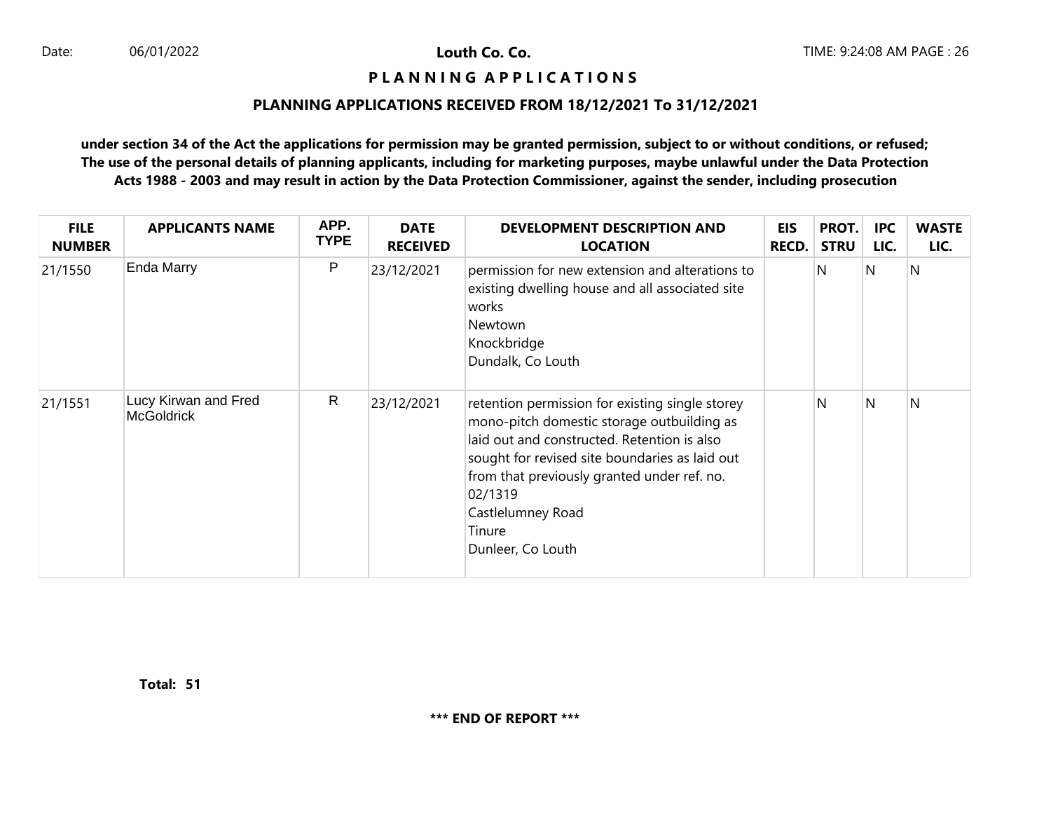Louth Co. Co.

**P L A N N I N G  A P P L I C A T I O N S**

**PLANNING APPLICATIONS RECEIVED FROM 18/12/2021 To 31/12/2021**

**under section 34 of the Act the applications for permission may be granted permission, subject to or without conditions, or refused; The use of the personal details of planning applicants, including for marketing purposes, maybe unlawful under the Data Protection Acts 1988 - 2003 and may result in action by the Data Protection Commissioner, against the sender, including prosecution**

| FILE NUMBER | APPLICANTS NAME | APP. TYPE | DATE RECEIVED | DEVELOPMENT DESCRIPTION AND LOCATION | EIS RECD. | PROT. STRU | IPC LIC. | WASTE LIC. |
|---|---|---|---|---|---|---|---|---|
| 21/1550 | Enda Marry | P | 23/12/2021 | permission for new extension and alterations to existing dwelling house and all associated site works<br>Newtown<br>Knockbridge<br>Dundalk, Co Louth | | N | N | N |
| 21/1551 | Lucy Kirwan and Fred McGoldrick | R | 23/12/2021 | retention permission for existing single storey mono-pitch domestic storage outbuilding as laid out and constructed. Retention is also sought for revised site boundaries as laid out from that previously granted under ref. no. 02/1319<br>Castlelumney Road<br>Tinure<br>Dunleer, Co Louth | | N | N | N |

**Total: 51**

**\*\*\* END OF REPORT \*\*\***